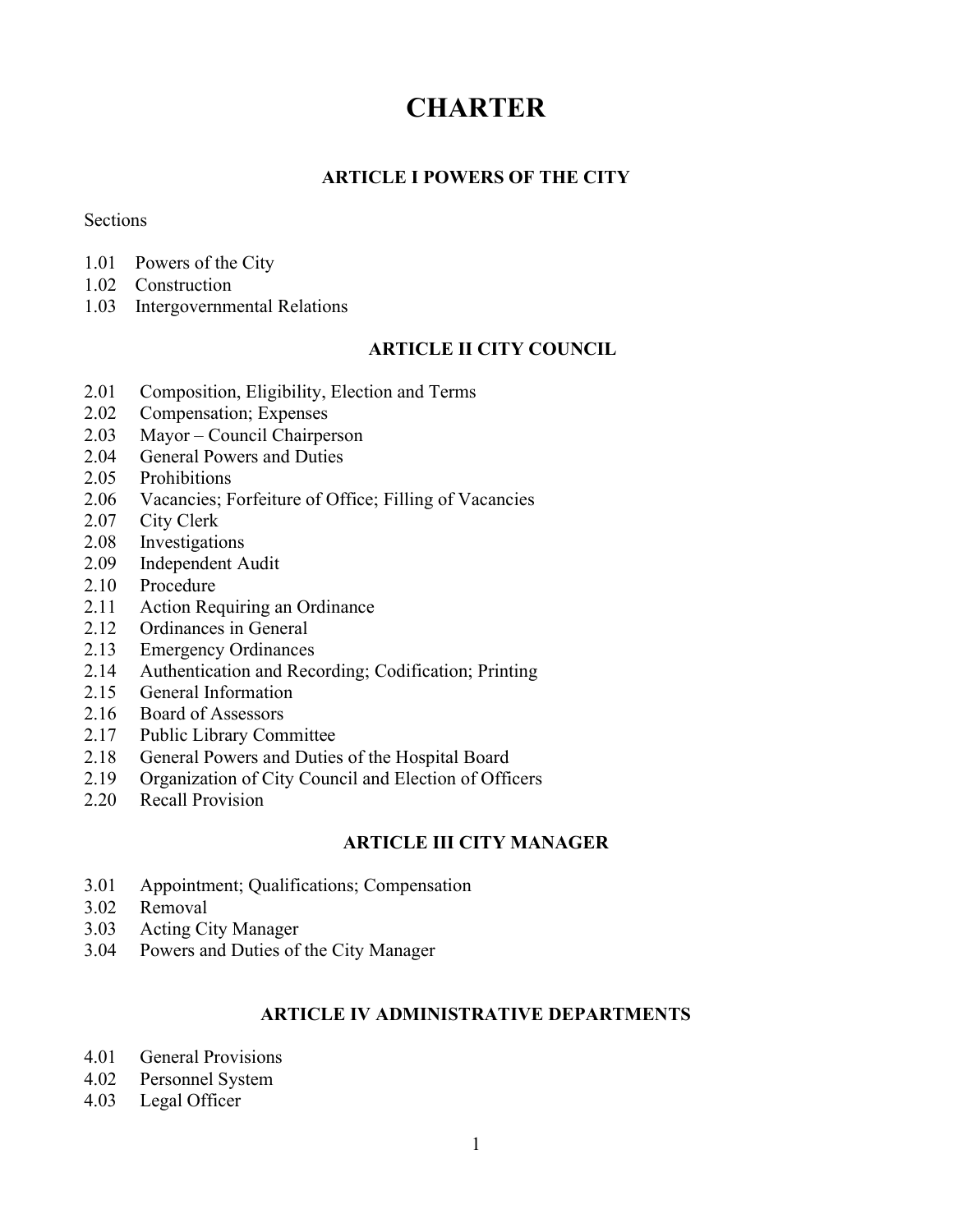# CHARTER

## ARTICLE I POWERS OF THE CITY

Sections

1.01 Powers of the City
1.02 Construction
1.03 Intergovernmental Relations

## ARTICLE II CITY COUNCIL

2.01 Composition, Eligibility, Election and Terms
2.02 Compensation; Expenses
2.03 Mayor – Council Chairperson
2.04 General Powers and Duties
2.05 Prohibitions
2.06 Vacancies; Forfeiture of Office; Filling of Vacancies
2.07 City Clerk
2.08 Investigations
2.09 Independent Audit
2.10 Procedure
2.11 Action Requiring an Ordinance
2.12 Ordinances in General
2.13 Emergency Ordinances
2.14 Authentication and Recording; Codification; Printing
2.15 General Information
2.16 Board of Assessors
2.17 Public Library Committee
2.18 General Powers and Duties of the Hospital Board
2.19 Organization of City Council and Election of Officers
2.20 Recall Provision

## ARTICLE III CITY MANAGER

3.01 Appointment; Qualifications; Compensation
3.02 Removal
3.03 Acting City Manager
3.04 Powers and Duties of the City Manager

## ARTICLE IV ADMINISTRATIVE DEPARTMENTS

4.01 General Provisions
4.02 Personnel System
4.03 Legal Officer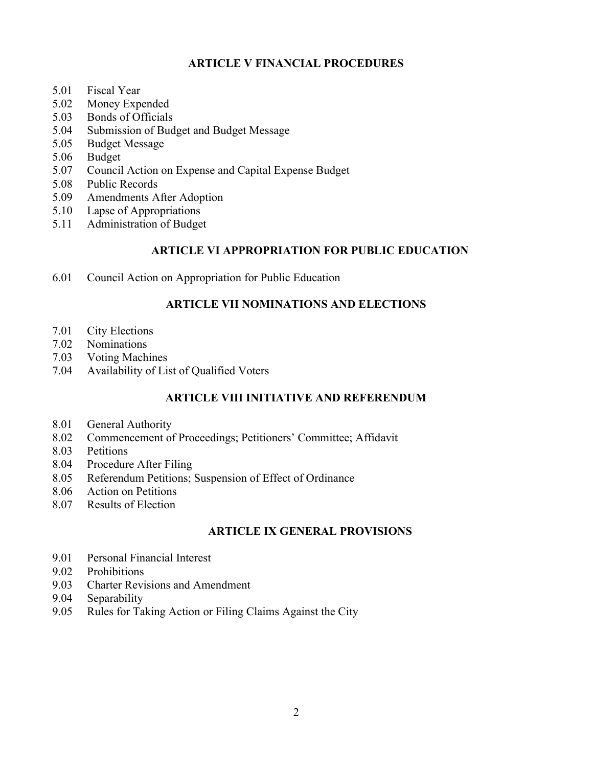## ARTICLE V FINANCIAL PROCEDURES

5.01 Fiscal Year
5.02 Money Expended
5.03 Bonds of Officials
5.04 Submission of Budget and Budget Message
5.05 Budget Message
5.06 Budget
5.07 Council Action on Expense and Capital Expense Budget
5.08 Public Records
5.09 Amendments After Adoption
5.10 Lapse of Appropriations
5.11 Administration of Budget

## ARTICLE VI APPROPRIATION FOR PUBLIC EDUCATION

6.01 Council Action on Appropriation for Public Education

## ARTICLE VII NOMINATIONS AND ELECTIONS

7.01 City Elections
7.02 Nominations
7.03 Voting Machines
7.04 Availability of List of Qualified Voters

## ARTICLE VIII INITIATIVE AND REFERENDUM

8.01 General Authority
8.02 Commencement of Proceedings; Petitioners' Committee; Affidavit
8.03 Petitions
8.04 Procedure After Filing
8.05 Referendum Petitions; Suspension of Effect of Ordinance
8.06 Action on Petitions
8.07 Results of Election

## ARTICLE IX GENERAL PROVISIONS

9.01 Personal Financial Interest
9.02 Prohibitions
9.03 Charter Revisions and Amendment
9.04 Separability
9.05 Rules for Taking Action or Filing Claims Against the City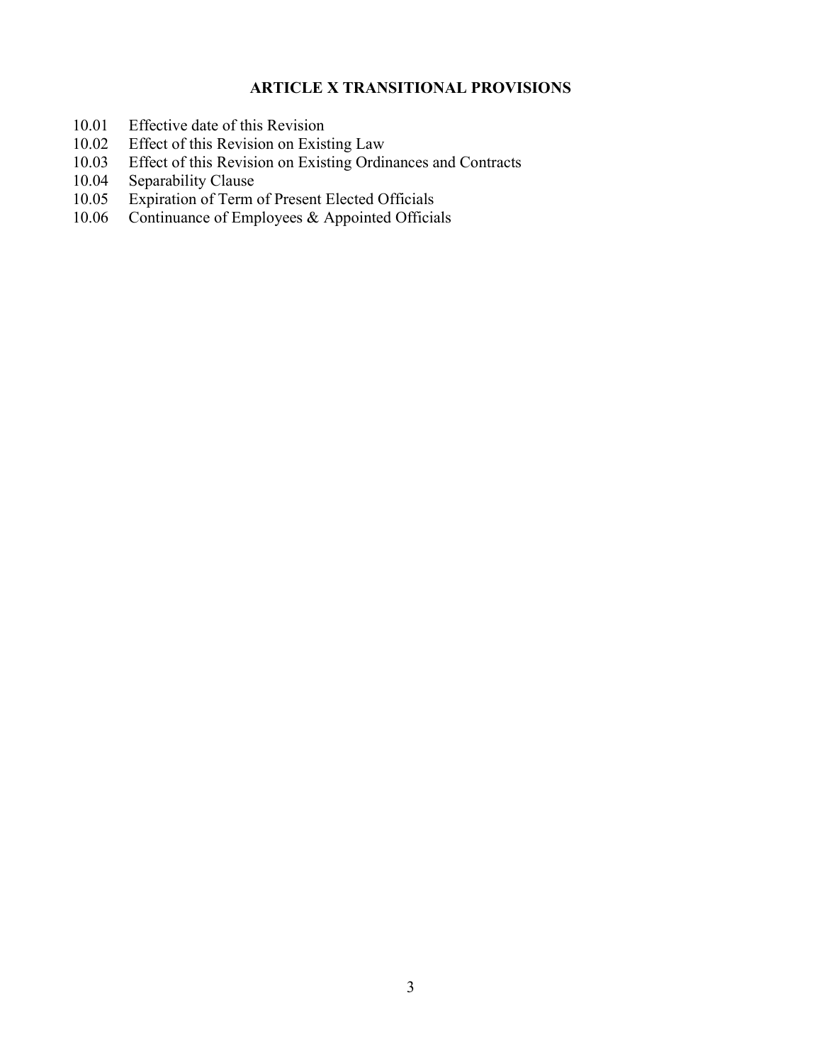## ARTICLE X TRANSITIONAL PROVISIONS

10.01 Effective date of this Revision
10.02 Effect of this Revision on Existing Law
10.03 Effect of this Revision on Existing Ordinances and Contracts
10.04 Separability Clause
10.05 Expiration of Term of Present Elected Officials
10.06 Continuance of Employees & Appointed Officials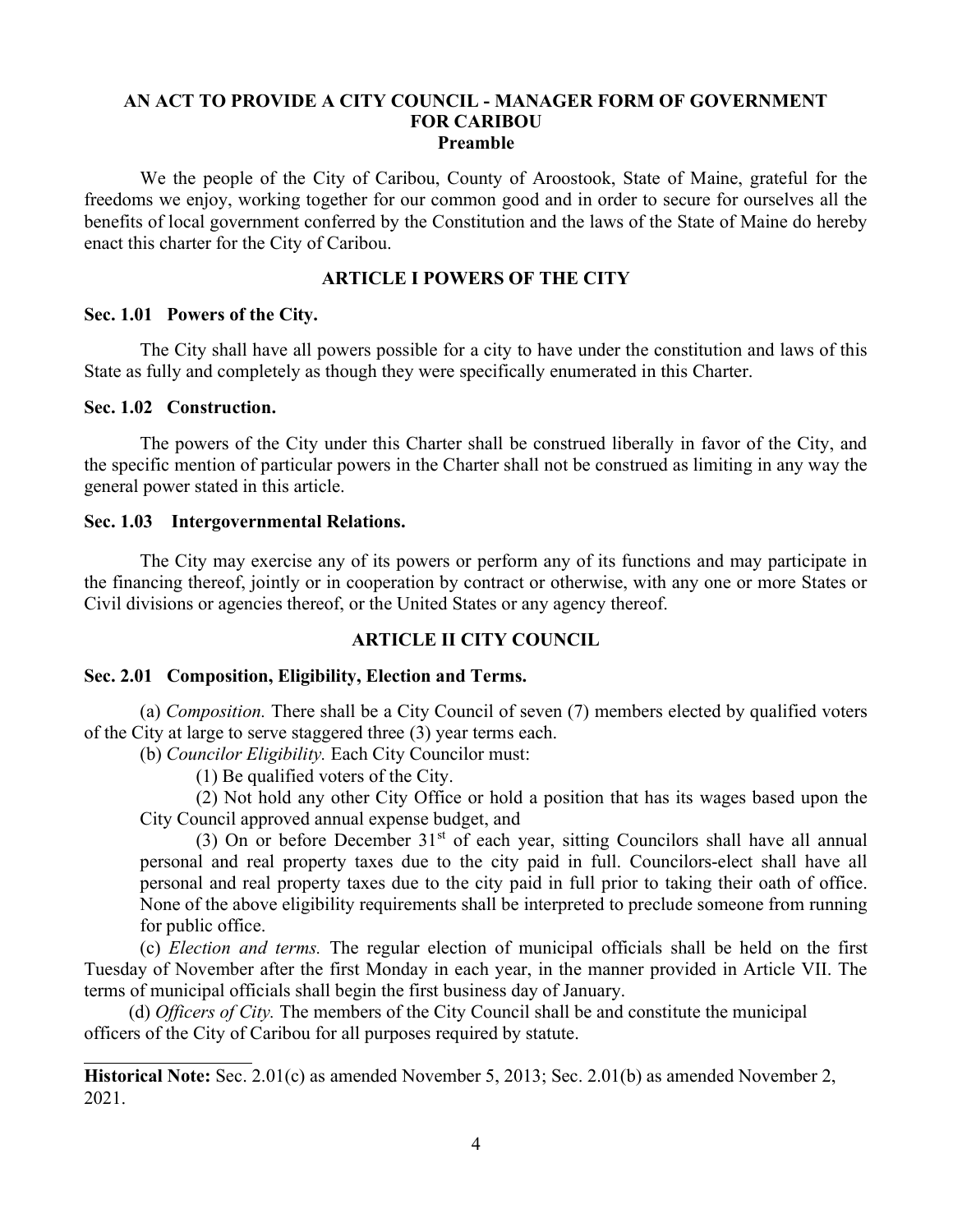## AN ACT TO PROVIDE A CITY COUNCIL - MANAGER FORM OF GOVERNMENT FOR CARIBOU

### Preamble

We the people of the City of Caribou, County of Aroostook, State of Maine, grateful for the freedoms we enjoy, working together for our common good and in order to secure for ourselves all the benefits of local government conferred by the Constitution and the laws of the State of Maine do hereby enact this charter for the City of Caribou.

## ARTICLE I POWERS OF THE CITY

**Sec. 1.01 Powers of the City.**

The City shall have all powers possible for a city to have under the constitution and laws of this State as fully and completely as though they were specifically enumerated in this Charter.

**Sec. 1.02 Construction.**

The powers of the City under this Charter shall be construed liberally in favor of the City, and the specific mention of particular powers in the Charter shall not be construed as limiting in any way the general power stated in this article.

**Sec. 1.03 Intergovernmental Relations.**

The City may exercise any of its powers or perform any of its functions and may participate in the financing thereof, jointly or in cooperation by contract or otherwise, with any one or more States or Civil divisions or agencies thereof, or the United States or any agency thereof.

## ARTICLE II CITY COUNCIL

**Sec. 2.01 Composition, Eligibility, Election and Terms.**

(a) *Composition.* There shall be a City Council of seven (7) members elected by qualified voters of the City at large to serve staggered three (3) year terms each.

(b) *Councilor Eligibility.* Each City Councilor must:

(1) Be qualified voters of the City.

(2) Not hold any other City Office or hold a position that has its wages based upon the City Council approved annual expense budget, and

(3) On or before December 31st of each year, sitting Councilors shall have all annual personal and real property taxes due to the city paid in full. Councilors-elect shall have all personal and real property taxes due to the city paid in full prior to taking their oath of office. None of the above eligibility requirements shall be interpreted to preclude someone from running for public office.

(c) *Election and terms.* The regular election of municipal officials shall be held on the first Tuesday of November after the first Monday in each year, in the manner provided in Article VII. The terms of municipal officials shall begin the first business day of January.

(d) *Officers of City.* The members of the City Council shall be and constitute the municipal officers of the City of Caribou for all purposes required by statute.

---

**Historical Note:** Sec. 2.01(c) as amended November 5, 2013; Sec. 2.01(b) as amended November 2, 2021.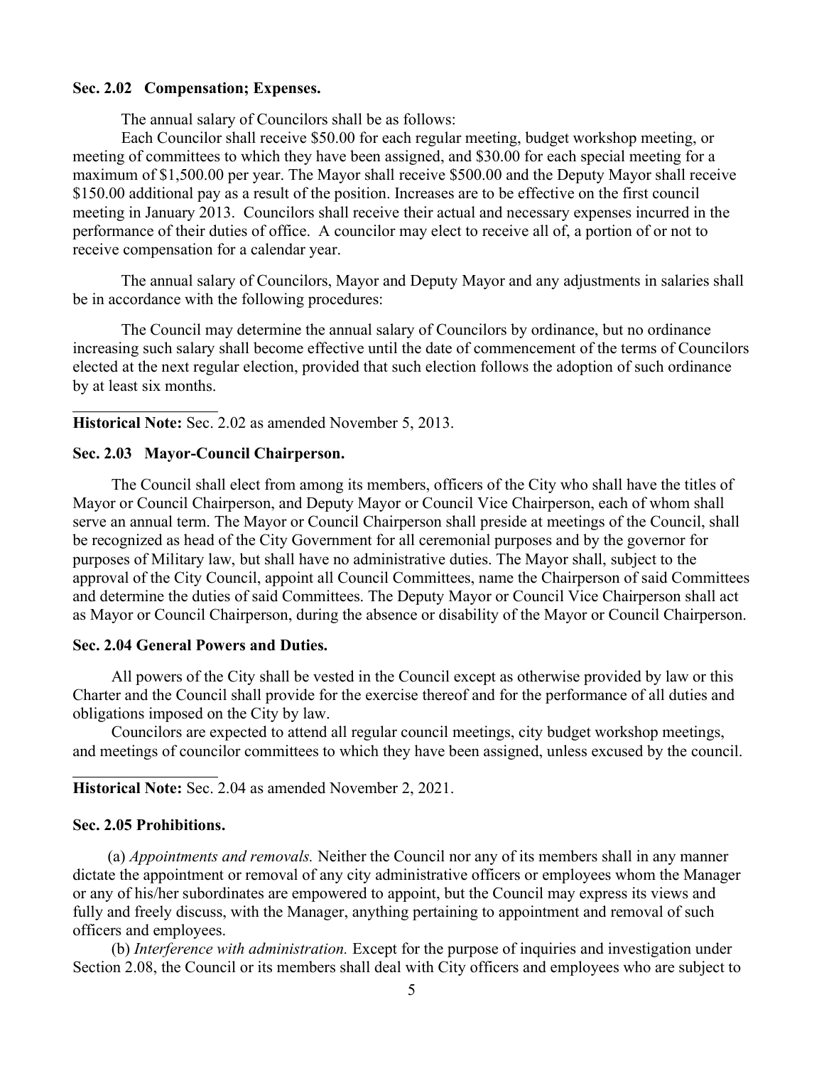### Sec. 2.02 Compensation; Expenses.

The annual salary of Councilors shall be as follows:

Each Councilor shall receive $50.00 for each regular meeting, budget workshop meeting, or meeting of committees to which they have been assigned, and $30.00 for each special meeting for a maximum of $1,500.00 per year. The Mayor shall receive $500.00 and the Deputy Mayor shall receive $150.00 additional pay as a result of the position. Increases are to be effective on the first council meeting in January 2013. Councilors shall receive their actual and necessary expenses incurred in the performance of their duties of office. A councilor may elect to receive all of, a portion of or not to receive compensation for a calendar year.

The annual salary of Councilors, Mayor and Deputy Mayor and any adjustments in salaries shall be in accordance with the following procedures:

The Council may determine the annual salary of Councilors by ordinance, but no ordinance increasing such salary shall become effective until the date of commencement of the terms of Councilors elected at the next regular election, provided that such election follows the adoption of such ordinance by at least six months.

---

**Historical Note:** Sec. 2.02 as amended November 5, 2013.

### Sec. 2.03 Mayor-Council Chairperson.

The Council shall elect from among its members, officers of the City who shall have the titles of Mayor or Council Chairperson, and Deputy Mayor or Council Vice Chairperson, each of whom shall serve an annual term. The Mayor or Council Chairperson shall preside at meetings of the Council, shall be recognized as head of the City Government for all ceremonial purposes and by the governor for purposes of Military law, but shall have no administrative duties. The Mayor shall, subject to the approval of the City Council, appoint all Council Committees, name the Chairperson of said Committees and determine the duties of said Committees. The Deputy Mayor or Council Vice Chairperson shall act as Mayor or Council Chairperson, during the absence or disability of the Mayor or Council Chairperson.

### Sec. 2.04 General Powers and Duties.

All powers of the City shall be vested in the Council except as otherwise provided by law or this Charter and the Council shall provide for the exercise thereof and for the performance of all duties and obligations imposed on the City by law.

Councilors are expected to attend all regular council meetings, city budget workshop meetings, and meetings of councilor committees to which they have been assigned, unless excused by the council.

---

**Historical Note:** Sec. 2.04 as amended November 2, 2021.

### Sec. 2.05 Prohibitions.

(a) *Appointments and removals.* Neither the Council nor any of its members shall in any manner dictate the appointment or removal of any city administrative officers or employees whom the Manager or any of his/her subordinates are empowered to appoint, but the Council may express its views and fully and freely discuss, with the Manager, anything pertaining to appointment and removal of such officers and employees.

(b) *Interference with administration.* Except for the purpose of inquiries and investigation under Section 2.08, the Council or its members shall deal with City officers and employees who are subject to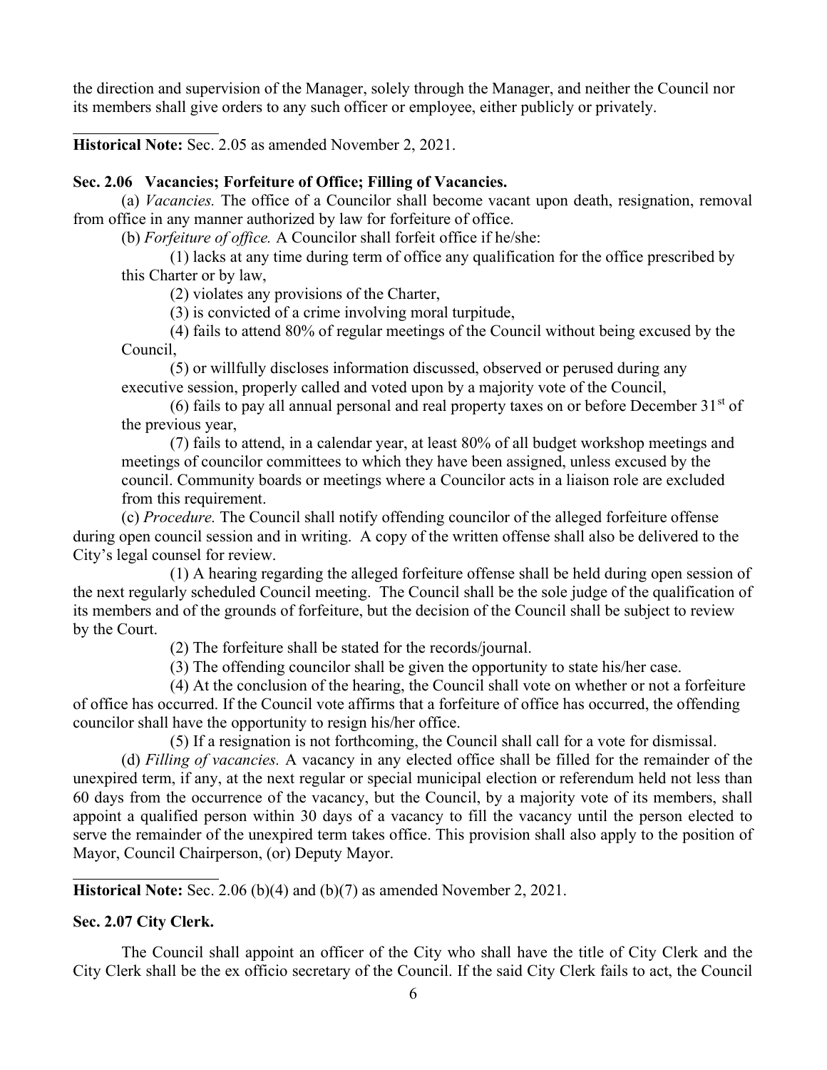the direction and supervision of the Manager, solely through the Manager, and neither the Council nor its members shall give orders to any such officer or employee, either publicly or privately.

---

**Historical Note:** Sec. 2.05 as amended November 2, 2021.

### Sec. 2.06 Vacancies; Forfeiture of Office; Filling of Vacancies.

(a) *Vacancies.* The office of a Councilor shall become vacant upon death, resignation, removal from office in any manner authorized by law for forfeiture of office.

(b) *Forfeiture of office.* A Councilor shall forfeit office if he/she:

(1) lacks at any time during term of office any qualification for the office prescribed by this Charter or by law,

(2) violates any provisions of the Charter,

(3) is convicted of a crime involving moral turpitude,

(4) fails to attend 80% of regular meetings of the Council without being excused by the Council,

(5) or willfully discloses information discussed, observed or perused during any executive session, properly called and voted upon by a majority vote of the Council,

(6) fails to pay all annual personal and real property taxes on or before December 31st of the previous year,

(7) fails to attend, in a calendar year, at least 80% of all budget workshop meetings and meetings of councilor committees to which they have been assigned, unless excused by the council. Community boards or meetings where a Councilor acts in a liaison role are excluded from this requirement.

(c) *Procedure.* The Council shall notify offending councilor of the alleged forfeiture offense during open council session and in writing. A copy of the written offense shall also be delivered to the City's legal counsel for review.

(1) A hearing regarding the alleged forfeiture offense shall be held during open session of the next regularly scheduled Council meeting. The Council shall be the sole judge of the qualification of its members and of the grounds of forfeiture, but the decision of the Council shall be subject to review by the Court.

(2) The forfeiture shall be stated for the records/journal.

(3) The offending councilor shall be given the opportunity to state his/her case.

(4) At the conclusion of the hearing, the Council shall vote on whether or not a forfeiture of office has occurred. If the Council vote affirms that a forfeiture of office has occurred, the offending councilor shall have the opportunity to resign his/her office.

(5) If a resignation is not forthcoming, the Council shall call for a vote for dismissal.

(d) *Filling of vacancies.* A vacancy in any elected office shall be filled for the remainder of the unexpired term, if any, at the next regular or special municipal election or referendum held not less than 60 days from the occurrence of the vacancy, but the Council, by a majority vote of its members, shall appoint a qualified person within 30 days of a vacancy to fill the vacancy until the person elected to serve the remainder of the unexpired term takes office. This provision shall also apply to the position of Mayor, Council Chairperson, (or) Deputy Mayor.

---

**Historical Note:** Sec. 2.06 (b)(4) and (b)(7) as amended November 2, 2021.

### Sec. 2.07 City Clerk.

The Council shall appoint an officer of the City who shall have the title of City Clerk and the City Clerk shall be the ex officio secretary of the Council. If the said City Clerk fails to act, the Council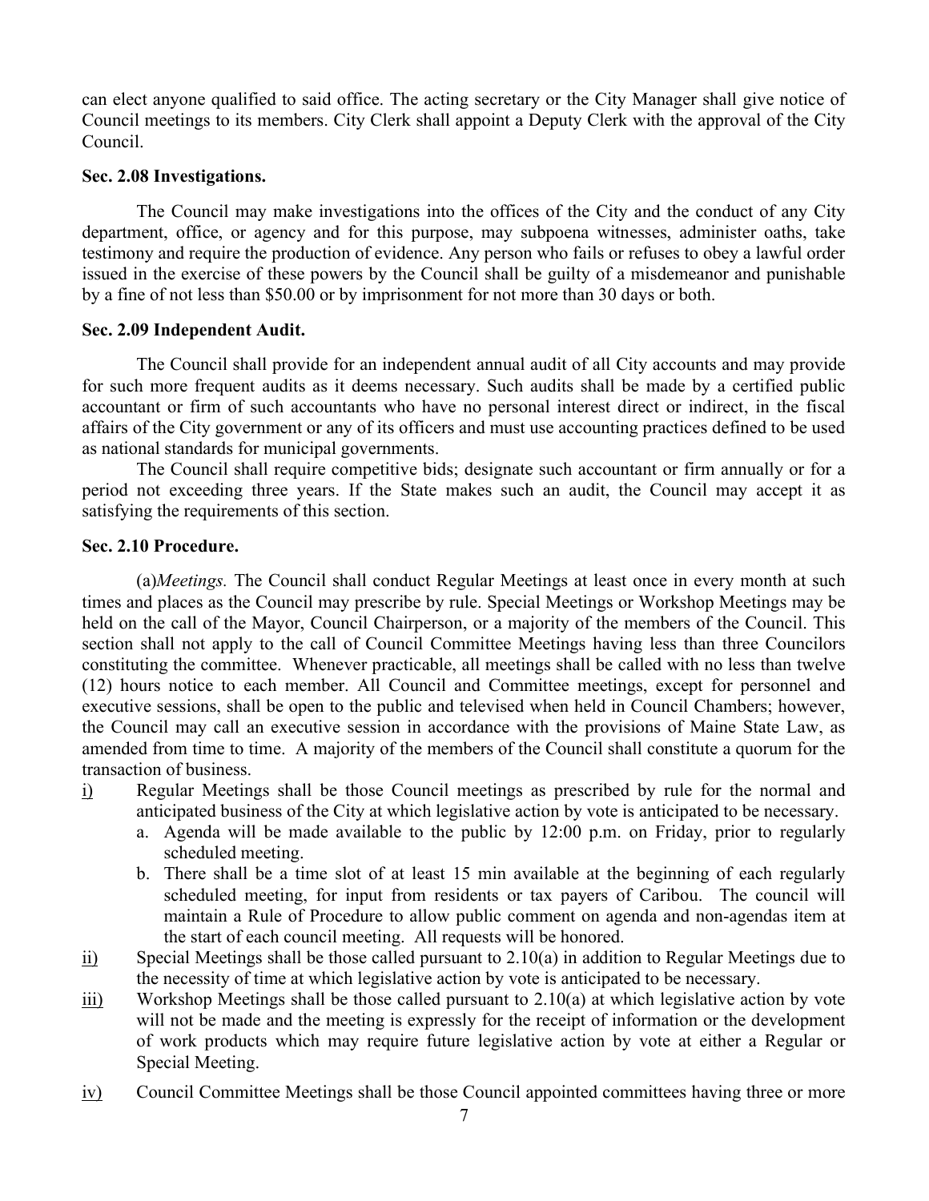can elect anyone qualified to said office. The acting secretary or the City Manager shall give notice of Council meetings to its members. City Clerk shall appoint a Deputy Clerk with the approval of the City Council.

**Sec. 2.08 Investigations.**

The Council may make investigations into the offices of the City and the conduct of any City department, office, or agency and for this purpose, may subpoena witnesses, administer oaths, take testimony and require the production of evidence. Any person who fails or refuses to obey a lawful order issued in the exercise of these powers by the Council shall be guilty of a misdemeanor and punishable by a fine of not less than \$50.00 or by imprisonment for not more than 30 days or both.

**Sec. 2.09 Independent Audit.**

The Council shall provide for an independent annual audit of all City accounts and may provide for such more frequent audits as it deems necessary. Such audits shall be made by a certified public accountant or firm of such accountants who have no personal interest direct or indirect, in the fiscal affairs of the City government or any of its officers and must use accounting practices defined to be used as national standards for municipal governments.

The Council shall require competitive bids; designate such accountant or firm annually or for a period not exceeding three years. If the State makes such an audit, the Council may accept it as satisfying the requirements of this section.

**Sec. 2.10 Procedure.**

(a)*Meetings.* The Council shall conduct Regular Meetings at least once in every month at such times and places as the Council may prescribe by rule. Special Meetings or Workshop Meetings may be held on the call of the Mayor, Council Chairperson, or a majority of the members of the Council. This section shall not apply to the call of Council Committee Meetings having less than three Councilors constituting the committee. Whenever practicable, all meetings shall be called with no less than twelve (12) hours notice to each member. All Council and Committee meetings, except for personnel and executive sessions, shall be open to the public and televised when held in Council Chambers; however, the Council may call an executive session in accordance with the provisions of Maine State Law, as amended from time to time. A majority of the members of the Council shall constitute a quorum for the transaction of business.

i) Regular Meetings shall be those Council meetings as prescribed by rule for the normal and anticipated business of the City at which legislative action by vote is anticipated to be necessary.
   a. Agenda will be made available to the public by 12:00 p.m. on Friday, prior to regularly scheduled meeting.
   b. There shall be a time slot of at least 15 min available at the beginning of each regularly scheduled meeting, for input from residents or tax payers of Caribou. The council will maintain a Rule of Procedure to allow public comment on agenda and non-agendas item at the start of each council meeting. All requests will be honored.

ii) Special Meetings shall be those called pursuant to 2.10(a) in addition to Regular Meetings due to the necessity of time at which legislative action by vote is anticipated to be necessary.

iii) Workshop Meetings shall be those called pursuant to 2.10(a) at which legislative action by vote will not be made and the meeting is expressly for the receipt of information or the development of work products which may require future legislative action by vote at either a Regular or Special Meeting.

iv) Council Committee Meetings shall be those Council appointed committees having three or more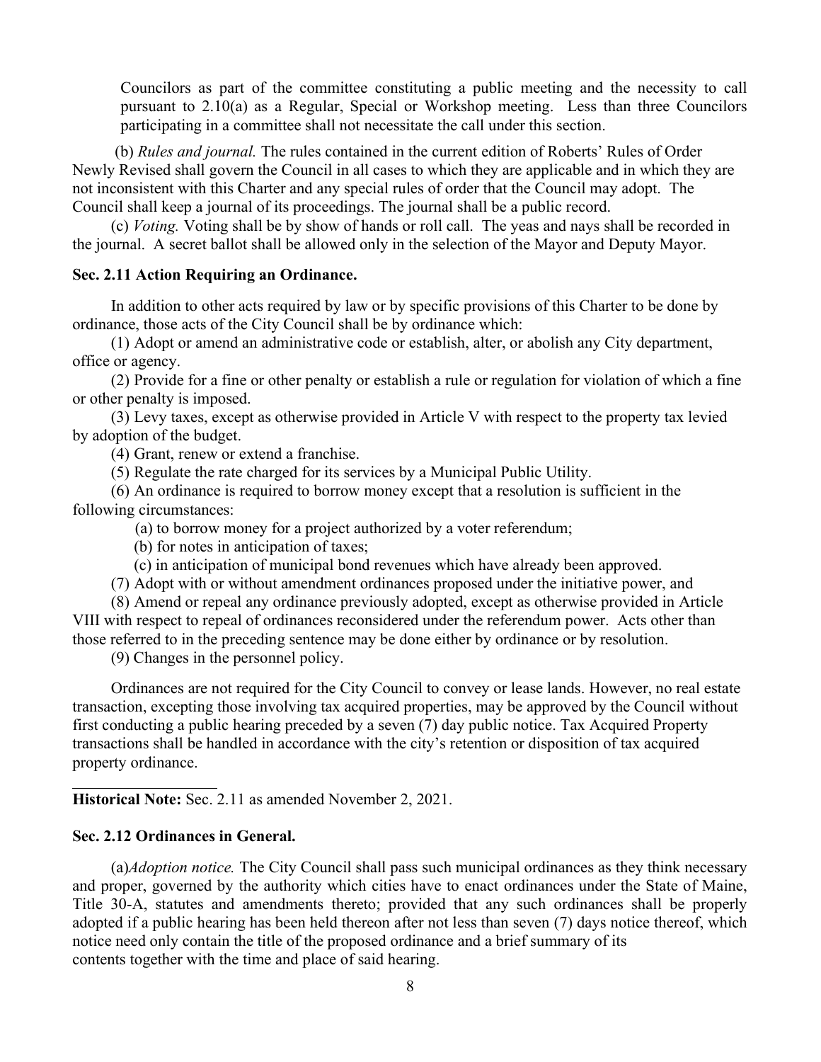Councilors as part of the committee constituting a public meeting and the necessity to call pursuant to 2.10(a) as a Regular, Special or Workshop meeting. Less than three Councilors participating in a committee shall not necessitate the call under this section.

(b) *Rules and journal.* The rules contained in the current edition of Roberts' Rules of Order Newly Revised shall govern the Council in all cases to which they are applicable and in which they are not inconsistent with this Charter and any special rules of order that the Council may adopt. The Council shall keep a journal of its proceedings. The journal shall be a public record.

(c) *Voting.* Voting shall be by show of hands or roll call. The yeas and nays shall be recorded in the journal. A secret ballot shall be allowed only in the selection of the Mayor and Deputy Mayor.

**Sec. 2.11 Action Requiring an Ordinance.**

In addition to other acts required by law or by specific provisions of this Charter to be done by ordinance, those acts of the City Council shall be by ordinance which:

(1) Adopt or amend an administrative code or establish, alter, or abolish any City department, office or agency.

(2) Provide for a fine or other penalty or establish a rule or regulation for violation of which a fine or other penalty is imposed.

(3) Levy taxes, except as otherwise provided in Article V with respect to the property tax levied by adoption of the budget.

(4) Grant, renew or extend a franchise.

(5) Regulate the rate charged for its services by a Municipal Public Utility.

(6) An ordinance is required to borrow money except that a resolution is sufficient in the following circumstances:

(a) to borrow money for a project authorized by a voter referendum;

(b) for notes in anticipation of taxes;

(c) in anticipation of municipal bond revenues which have already been approved.

(7) Adopt with or without amendment ordinances proposed under the initiative power, and

(8) Amend or repeal any ordinance previously adopted, except as otherwise provided in Article VIII with respect to repeal of ordinances reconsidered under the referendum power. Acts other than those referred to in the preceding sentence may be done either by ordinance or by resolution.

(9) Changes in the personnel policy.

Ordinances are not required for the City Council to convey or lease lands. However, no real estate transaction, excepting those involving tax acquired properties, may be approved by the Council without first conducting a public hearing preceded by a seven (7) day public notice. Tax Acquired Property transactions shall be handled in accordance with the city's retention or disposition of tax acquired property ordinance.

---

**Historical Note:** Sec. 2.11 as amended November 2, 2021.

**Sec. 2.12 Ordinances in General.**

(a)*Adoption notice.* The City Council shall pass such municipal ordinances as they think necessary and proper, governed by the authority which cities have to enact ordinances under the State of Maine, Title 30-A, statutes and amendments thereto; provided that any such ordinances shall be properly adopted if a public hearing has been held thereon after not less than seven (7) days notice thereof, which notice need only contain the title of the proposed ordinance and a brief summary of its contents together with the time and place of said hearing.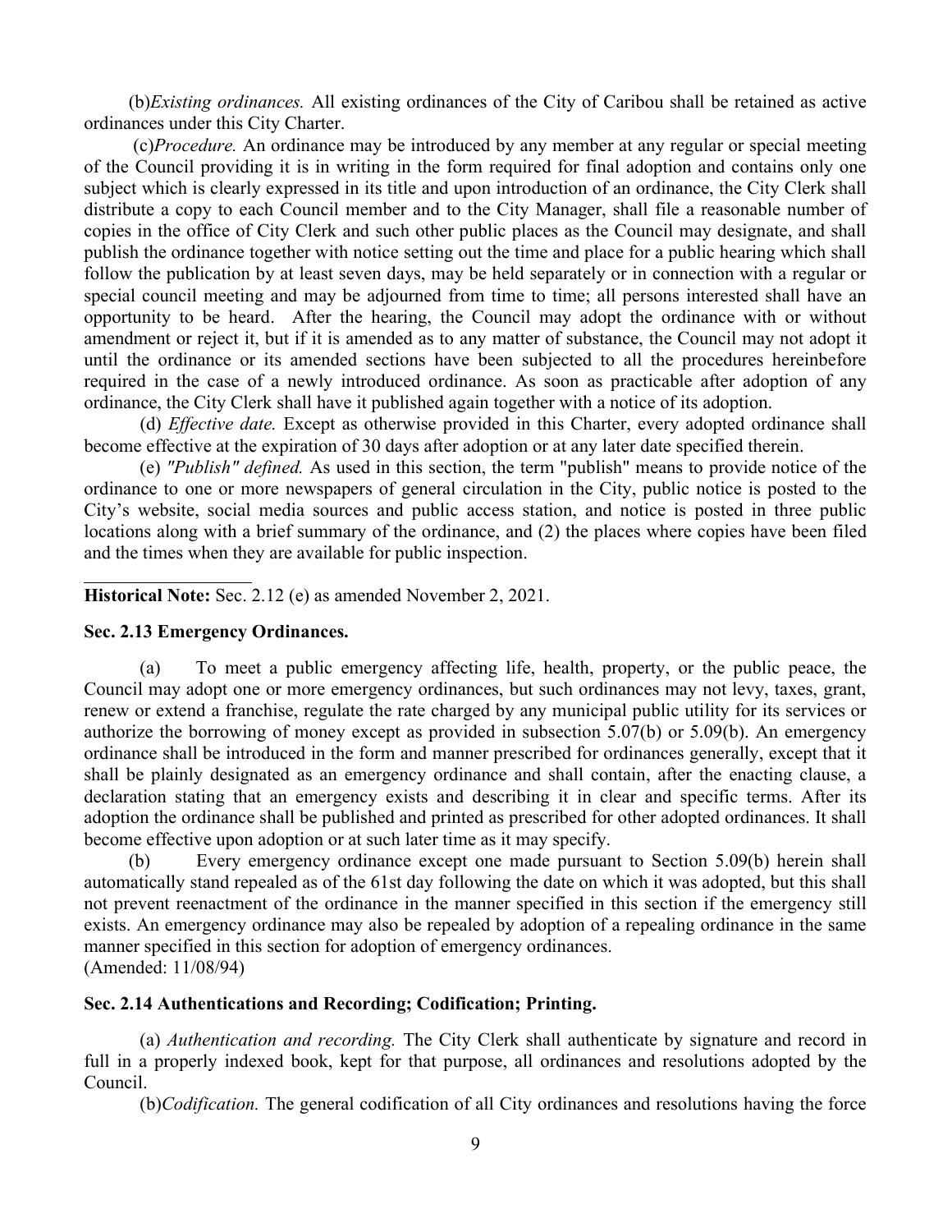(b)*Existing ordinances.* All existing ordinances of the City of Caribou shall be retained as active ordinances under this City Charter.

(c)*Procedure.* An ordinance may be introduced by any member at any regular or special meeting of the Council providing it is in writing in the form required for final adoption and contains only one subject which is clearly expressed in its title and upon introduction of an ordinance, the City Clerk shall distribute a copy to each Council member and to the City Manager, shall file a reasonable number of copies in the office of City Clerk and such other public places as the Council may designate, and shall publish the ordinance together with notice setting out the time and place for a public hearing which shall follow the publication by at least seven days, may be held separately or in connection with a regular or special council meeting and may be adjourned from time to time; all persons interested shall have an opportunity to be heard. After the hearing, the Council may adopt the ordinance with or without amendment or reject it, but if it is amended as to any matter of substance, the Council may not adopt it until the ordinance or its amended sections have been subjected to all the procedures hereinbefore required in the case of a newly introduced ordinance. As soon as practicable after adoption of any ordinance, the City Clerk shall have it published again together with a notice of its adoption.

(d) *Effective date.* Except as otherwise provided in this Charter, every adopted ordinance shall become effective at the expiration of 30 days after adoption or at any later date specified therein.

(e) *"Publish" defined.* As used in this section, the term "publish" means to provide notice of the ordinance to one or more newspapers of general circulation in the City, public notice is posted to the City's website, social media sources and public access station, and notice is posted in three public locations along with a brief summary of the ordinance, and (2) the places where copies have been filed and the times when they are available for public inspection.

---

**Historical Note:** Sec. 2.12 (e) as amended November 2, 2021.

### Sec. 2.13 Emergency Ordinances.

(a) To meet a public emergency affecting life, health, property, or the public peace, the Council may adopt one or more emergency ordinances, but such ordinances may not levy, taxes, grant, renew or extend a franchise, regulate the rate charged by any municipal public utility for its services or authorize the borrowing of money except as provided in subsection 5.07(b) or 5.09(b). An emergency ordinance shall be introduced in the form and manner prescribed for ordinances generally, except that it shall be plainly designated as an emergency ordinance and shall contain, after the enacting clause, a declaration stating that an emergency exists and describing it in clear and specific terms. After its adoption the ordinance shall be published and printed as prescribed for other adopted ordinances. It shall become effective upon adoption or at such later time as it may specify.

(b) Every emergency ordinance except one made pursuant to Section 5.09(b) herein shall automatically stand repealed as of the 61st day following the date on which it was adopted, but this shall not prevent reenactment of the ordinance in the manner specified in this section if the emergency still exists. An emergency ordinance may also be repealed by adoption of a repealing ordinance in the same manner specified in this section for adoption of emergency ordinances.
(Amended: 11/08/94)

### Sec. 2.14 Authentications and Recording; Codification; Printing.

(a) *Authentication and recording.* The City Clerk shall authenticate by signature and record in full in a properly indexed book, kept for that purpose, all ordinances and resolutions adopted by the Council.

(b)*Codification.* The general codification of all City ordinances and resolutions having the force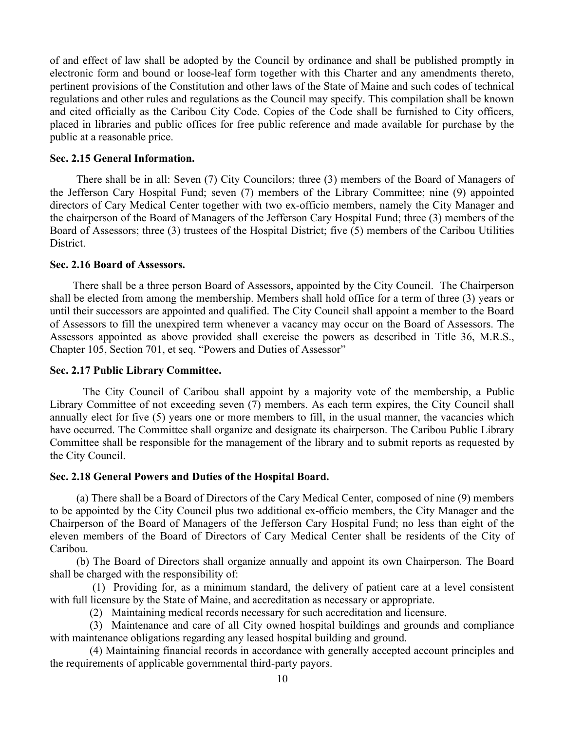of and effect of law shall be adopted by the Council by ordinance and shall be published promptly in electronic form and bound or loose-leaf form together with this Charter and any amendments thereto, pertinent provisions of the Constitution and other laws of the State of Maine and such codes of technical regulations and other rules and regulations as the Council may specify. This compilation shall be known and cited officially as the Caribou City Code. Copies of the Code shall be furnished to City officers, placed in libraries and public offices for free public reference and made available for purchase by the public at a reasonable price.

**Sec. 2.15 General Information.**

There shall be in all: Seven (7) City Councilors; three (3) members of the Board of Managers of the Jefferson Cary Hospital Fund; seven (7) members of the Library Committee; nine (9) appointed directors of Cary Medical Center together with two ex-officio members, namely the City Manager and the chairperson of the Board of Managers of the Jefferson Cary Hospital Fund; three (3) members of the Board of Assessors; three (3) trustees of the Hospital District; five (5) members of the Caribou Utilities District.

**Sec. 2.16 Board of Assessors.**

There shall be a three person Board of Assessors, appointed by the City Council. The Chairperson shall be elected from among the membership. Members shall hold office for a term of three (3) years or until their successors are appointed and qualified. The City Council shall appoint a member to the Board of Assessors to fill the unexpired term whenever a vacancy may occur on the Board of Assessors. The Assessors appointed as above provided shall exercise the powers as described in Title 36, M.R.S., Chapter 105, Section 701, et seq. "Powers and Duties of Assessor"

**Sec. 2.17 Public Library Committee.**

The City Council of Caribou shall appoint by a majority vote of the membership, a Public Library Committee of not exceeding seven (7) members. As each term expires, the City Council shall annually elect for five (5) years one or more members to fill, in the usual manner, the vacancies which have occurred. The Committee shall organize and designate its chairperson. The Caribou Public Library Committee shall be responsible for the management of the library and to submit reports as requested by the City Council.

**Sec. 2.18 General Powers and Duties of the Hospital Board.**

(a) There shall be a Board of Directors of the Cary Medical Center, composed of nine (9) members to be appointed by the City Council plus two additional ex-officio members, the City Manager and the Chairperson of the Board of Managers of the Jefferson Cary Hospital Fund; no less than eight of the eleven members of the Board of Directors of Cary Medical Center shall be residents of the City of Caribou.

(b) The Board of Directors shall organize annually and appoint its own Chairperson. The Board shall be charged with the responsibility of:

(1) Providing for, as a minimum standard, the delivery of patient care at a level consistent with full licensure by the State of Maine, and accreditation as necessary or appropriate.

(2) Maintaining medical records necessary for such accreditation and licensure.

(3) Maintenance and care of all City owned hospital buildings and grounds and compliance with maintenance obligations regarding any leased hospital building and ground.

(4) Maintaining financial records in accordance with generally accepted account principles and the requirements of applicable governmental third-party payors.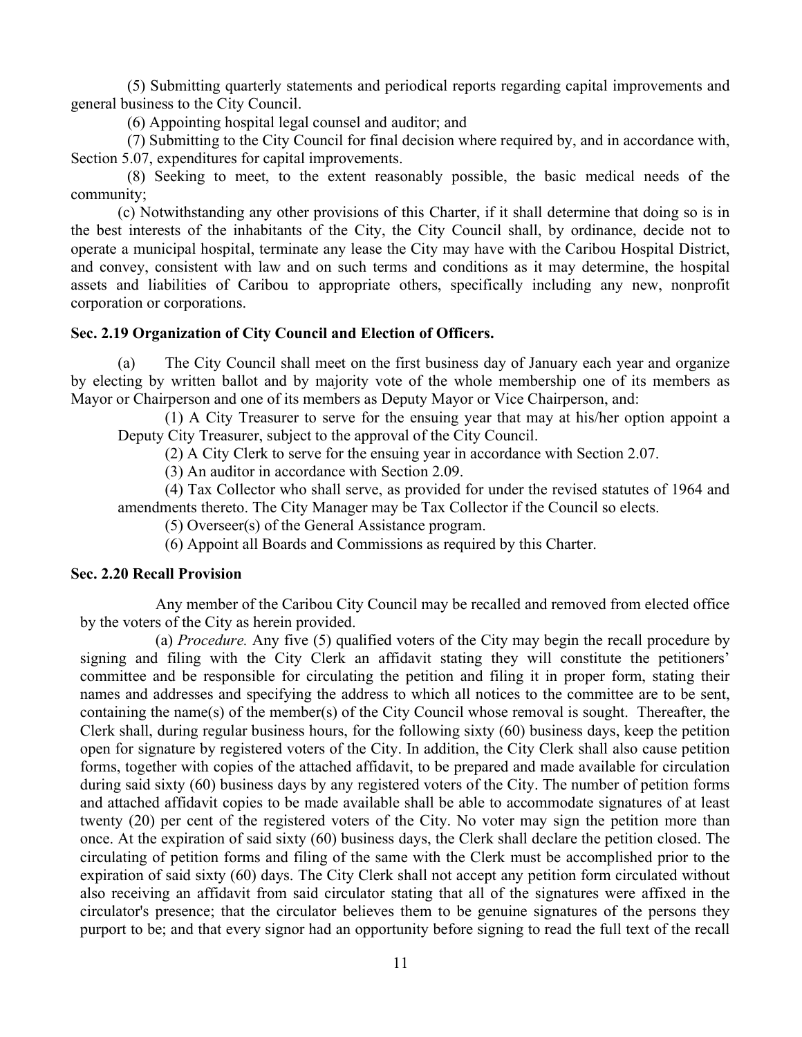(5) Submitting quarterly statements and periodical reports regarding capital improvements and general business to the City Council.

(6) Appointing hospital legal counsel and auditor; and

(7) Submitting to the City Council for final decision where required by, and in accordance with, Section 5.07, expenditures for capital improvements.

(8) Seeking to meet, to the extent reasonably possible, the basic medical needs of the community;

(c) Notwithstanding any other provisions of this Charter, if it shall determine that doing so is in the best interests of the inhabitants of the City, the City Council shall, by ordinance, decide not to operate a municipal hospital, terminate any lease the City may have with the Caribou Hospital District, and convey, consistent with law and on such terms and conditions as it may determine, the hospital assets and liabilities of Caribou to appropriate others, specifically including any new, nonprofit corporation or corporations.

**Sec. 2.19 Organization of City Council and Election of Officers.**

(a) The City Council shall meet on the first business day of January each year and organize by electing by written ballot and by majority vote of the whole membership one of its members as Mayor or Chairperson and one of its members as Deputy Mayor or Vice Chairperson, and:

(1) A City Treasurer to serve for the ensuing year that may at his/her option appoint a Deputy City Treasurer, subject to the approval of the City Council.

(2) A City Clerk to serve for the ensuing year in accordance with Section 2.07.

(3) An auditor in accordance with Section 2.09.

(4) Tax Collector who shall serve, as provided for under the revised statutes of 1964 and amendments thereto. The City Manager may be Tax Collector if the Council so elects.

(5) Overseer(s) of the General Assistance program.

(6) Appoint all Boards and Commissions as required by this Charter.

**Sec. 2.20 Recall Provision**

Any member of the Caribou City Council may be recalled and removed from elected office by the voters of the City as herein provided.

(a) *Procedure.* Any five (5) qualified voters of the City may begin the recall procedure by signing and filing with the City Clerk an affidavit stating they will constitute the petitioners' committee and be responsible for circulating the petition and filing it in proper form, stating their names and addresses and specifying the address to which all notices to the committee are to be sent, containing the name(s) of the member(s) of the City Council whose removal is sought. Thereafter, the Clerk shall, during regular business hours, for the following sixty (60) business days, keep the petition open for signature by registered voters of the City. In addition, the City Clerk shall also cause petition forms, together with copies of the attached affidavit, to be prepared and made available for circulation during said sixty (60) business days by any registered voters of the City. The number of petition forms and attached affidavit copies to be made available shall be able to accommodate signatures of at least twenty (20) per cent of the registered voters of the City. No voter may sign the petition more than once. At the expiration of said sixty (60) business days, the Clerk shall declare the petition closed. The circulating of petition forms and filing of the same with the Clerk must be accomplished prior to the expiration of said sixty (60) days. The City Clerk shall not accept any petition form circulated without also receiving an affidavit from said circulator stating that all of the signatures were affixed in the circulator's presence; that the circulator believes them to be genuine signatures of the persons they purport to be; and that every signor had an opportunity before signing to read the full text of the recall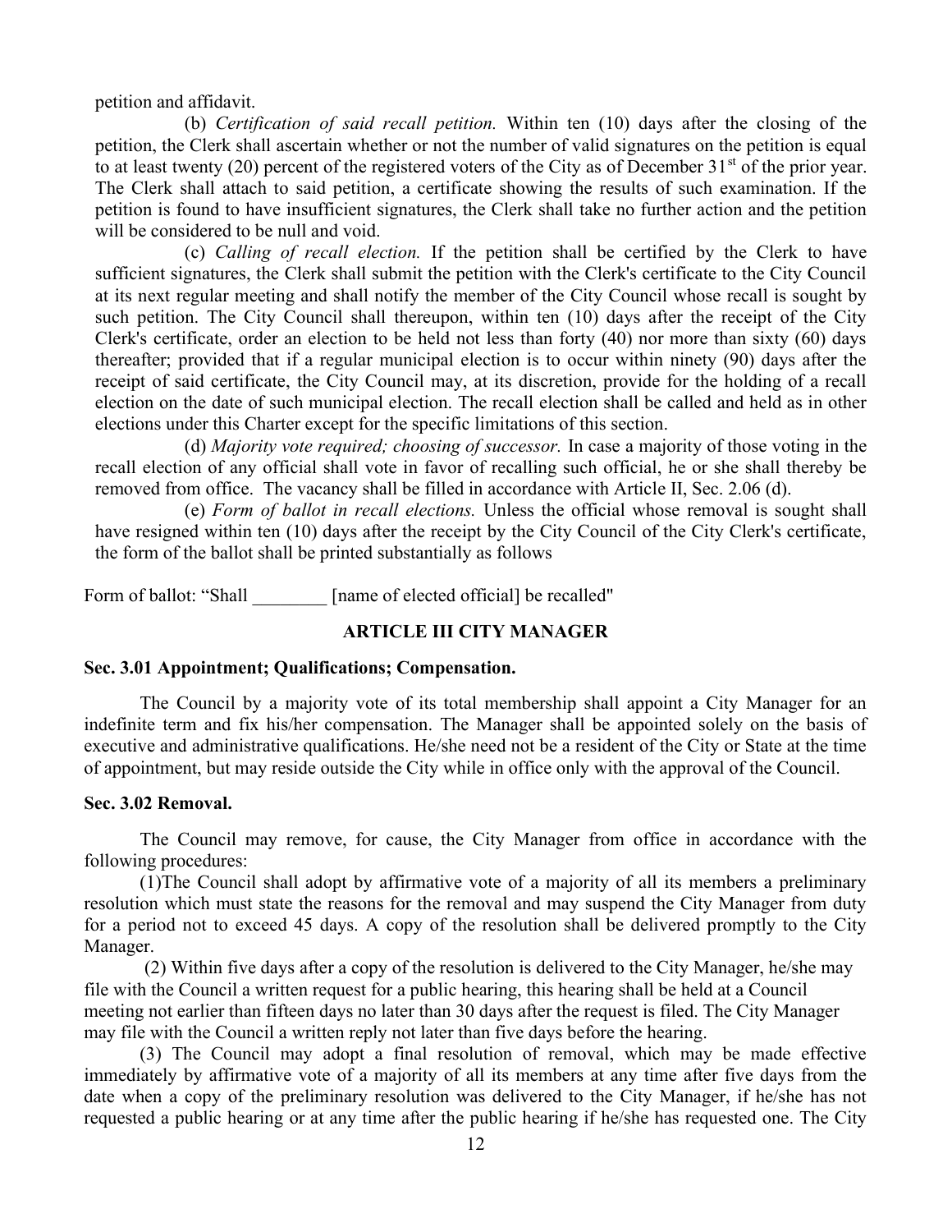petition and affidavit.

(b) *Certification of said recall petition.* Within ten (10) days after the closing of the petition, the Clerk shall ascertain whether or not the number of valid signatures on the petition is equal to at least twenty (20) percent of the registered voters of the City as of December 31st of the prior year. The Clerk shall attach to said petition, a certificate showing the results of such examination. If the petition is found to have insufficient signatures, the Clerk shall take no further action and the petition will be considered to be null and void.

(c) *Calling of recall election.* If the petition shall be certified by the Clerk to have sufficient signatures, the Clerk shall submit the petition with the Clerk's certificate to the City Council at its next regular meeting and shall notify the member of the City Council whose recall is sought by such petition. The City Council shall thereupon, within ten (10) days after the receipt of the City Clerk's certificate, order an election to be held not less than forty (40) nor more than sixty (60) days thereafter; provided that if a regular municipal election is to occur within ninety (90) days after the receipt of said certificate, the City Council may, at its discretion, provide for the holding of a recall election on the date of such municipal election. The recall election shall be called and held as in other elections under this Charter except for the specific limitations of this section.

(d) *Majority vote required; choosing of successor.* In case a majority of those voting in the recall election of any official shall vote in favor of recalling such official, he or she shall thereby be removed from office. The vacancy shall be filled in accordance with Article II, Sec. 2.06 (d).

(e) *Form of ballot in recall elections.* Unless the official whose removal is sought shall have resigned within ten (10) days after the receipt by the City Council of the City Clerk's certificate, the form of the ballot shall be printed substantially as follows

Form of ballot: "Shall ________ [name of elected official] be recalled"

## ARTICLE III CITY MANAGER

### Sec. 3.01 Appointment; Qualifications; Compensation.

The Council by a majority vote of its total membership shall appoint a City Manager for an indefinite term and fix his/her compensation. The Manager shall be appointed solely on the basis of executive and administrative qualifications. He/she need not be a resident of the City or State at the time of appointment, but may reside outside the City while in office only with the approval of the Council.

### Sec. 3.02 Removal.

The Council may remove, for cause, the City Manager from office in accordance with the following procedures:

(1)The Council shall adopt by affirmative vote of a majority of all its members a preliminary resolution which must state the reasons for the removal and may suspend the City Manager from duty for a period not to exceed 45 days. A copy of the resolution shall be delivered promptly to the City Manager.

(2) Within five days after a copy of the resolution is delivered to the City Manager, he/she may file with the Council a written request for a public hearing, this hearing shall be held at a Council meeting not earlier than fifteen days no later than 30 days after the request is filed. The City Manager may file with the Council a written reply not later than five days before the hearing.

(3) The Council may adopt a final resolution of removal, which may be made effective immediately by affirmative vote of a majority of all its members at any time after five days from the date when a copy of the preliminary resolution was delivered to the City Manager, if he/she has not requested a public hearing or at any time after the public hearing if he/she has requested one. The City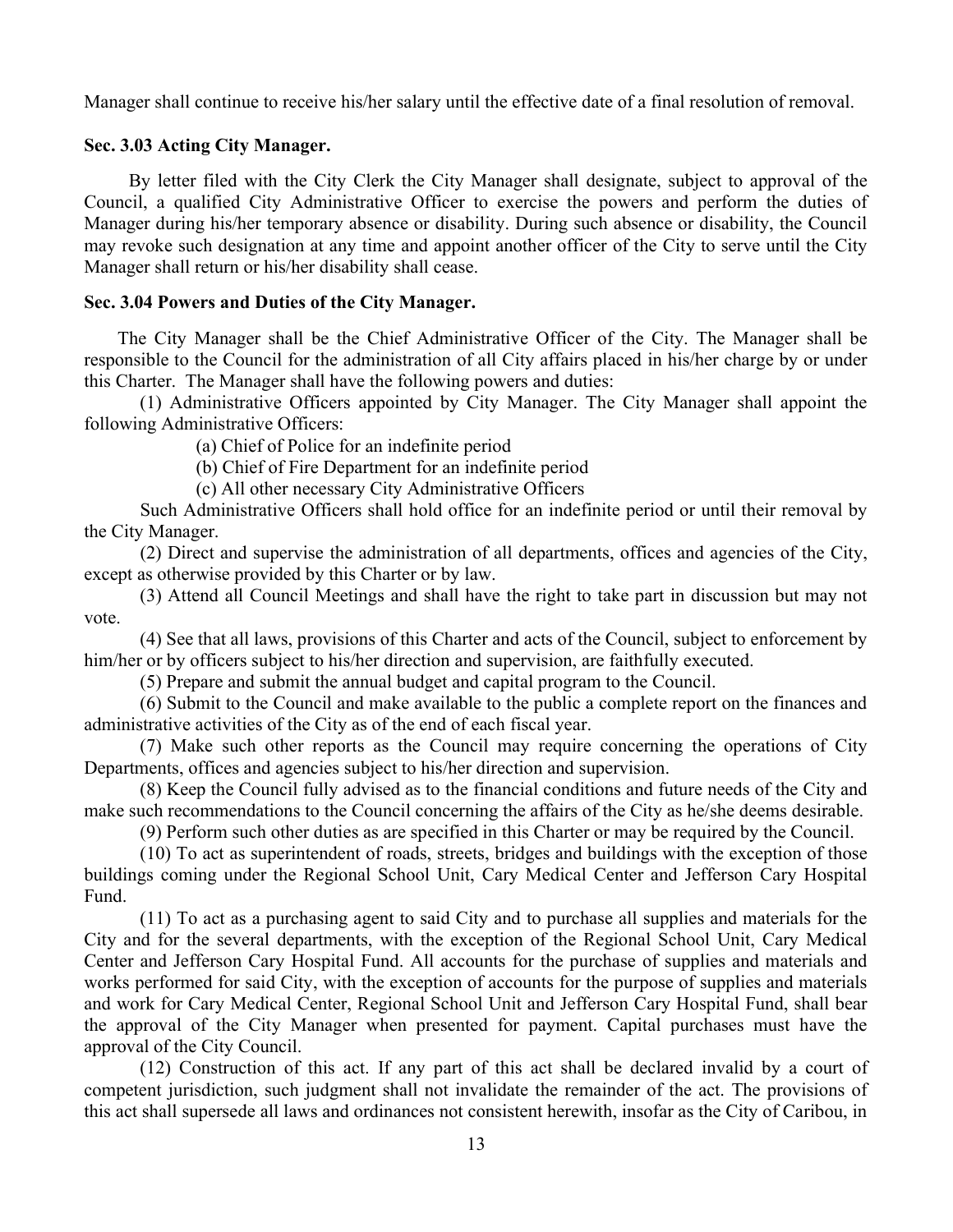Manager shall continue to receive his/her salary until the effective date of a final resolution of removal.

### Sec. 3.03 Acting City Manager.

By letter filed with the City Clerk the City Manager shall designate, subject to approval of the Council, a qualified City Administrative Officer to exercise the powers and perform the duties of Manager during his/her temporary absence or disability. During such absence or disability, the Council may revoke such designation at any time and appoint another officer of the City to serve until the City Manager shall return or his/her disability shall cease.

### Sec. 3.04 Powers and Duties of the City Manager.

The City Manager shall be the Chief Administrative Officer of the City. The Manager shall be responsible to the Council for the administration of all City affairs placed in his/her charge by or under this Charter. The Manager shall have the following powers and duties:

(1) Administrative Officers appointed by City Manager. The City Manager shall appoint the following Administrative Officers:

(a) Chief of Police for an indefinite period

(b) Chief of Fire Department for an indefinite period

(c) All other necessary City Administrative Officers

Such Administrative Officers shall hold office for an indefinite period or until their removal by the City Manager.

(2) Direct and supervise the administration of all departments, offices and agencies of the City, except as otherwise provided by this Charter or by law.

(3) Attend all Council Meetings and shall have the right to take part in discussion but may not vote.

(4) See that all laws, provisions of this Charter and acts of the Council, subject to enforcement by him/her or by officers subject to his/her direction and supervision, are faithfully executed.

(5) Prepare and submit the annual budget and capital program to the Council.

(6) Submit to the Council and make available to the public a complete report on the finances and administrative activities of the City as of the end of each fiscal year.

(7) Make such other reports as the Council may require concerning the operations of City Departments, offices and agencies subject to his/her direction and supervision.

(8) Keep the Council fully advised as to the financial conditions and future needs of the City and make such recommendations to the Council concerning the affairs of the City as he/she deems desirable.

(9) Perform such other duties as are specified in this Charter or may be required by the Council.

(10) To act as superintendent of roads, streets, bridges and buildings with the exception of those buildings coming under the Regional School Unit, Cary Medical Center and Jefferson Cary Hospital Fund.

(11) To act as a purchasing agent to said City and to purchase all supplies and materials for the City and for the several departments, with the exception of the Regional School Unit, Cary Medical Center and Jefferson Cary Hospital Fund. All accounts for the purchase of supplies and materials and works performed for said City, with the exception of accounts for the purpose of supplies and materials and work for Cary Medical Center, Regional School Unit and Jefferson Cary Hospital Fund, shall bear the approval of the City Manager when presented for payment. Capital purchases must have the approval of the City Council.

(12) Construction of this act. If any part of this act shall be declared invalid by a court of competent jurisdiction, such judgment shall not invalidate the remainder of the act. The provisions of this act shall supersede all laws and ordinances not consistent herewith, insofar as the City of Caribou, in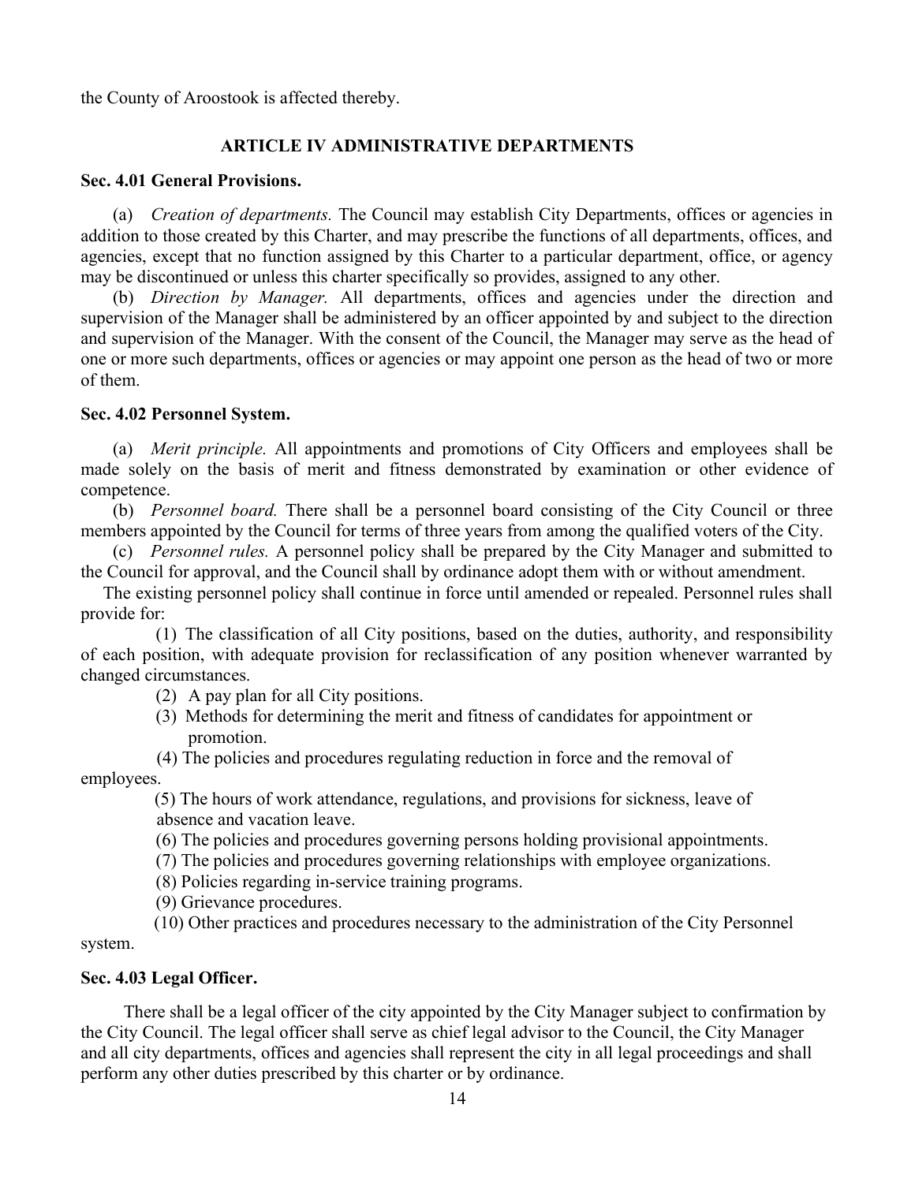the County of Aroostook is affected thereby.

## ARTICLE IV ADMINISTRATIVE DEPARTMENTS

### Sec. 4.01 General Provisions.

(a) *Creation of departments.* The Council may establish City Departments, offices or agencies in addition to those created by this Charter, and may prescribe the functions of all departments, offices, and agencies, except that no function assigned by this Charter to a particular department, office, or agency may be discontinued or unless this charter specifically so provides, assigned to any other.

(b) *Direction by Manager.* All departments, offices and agencies under the direction and supervision of the Manager shall be administered by an officer appointed by and subject to the direction and supervision of the Manager. With the consent of the Council, the Manager may serve as the head of one or more such departments, offices or agencies or may appoint one person as the head of two or more of them.

### Sec. 4.02 Personnel System.

(a) *Merit principle.* All appointments and promotions of City Officers and employees shall be made solely on the basis of merit and fitness demonstrated by examination or other evidence of competence.

(b) *Personnel board.* There shall be a personnel board consisting of the City Council or three members appointed by the Council for terms of three years from among the qualified voters of the City.

(c) *Personnel rules.* A personnel policy shall be prepared by the City Manager and submitted to the Council for approval, and the Council shall by ordinance adopt them with or without amendment.

The existing personnel policy shall continue in force until amended or repealed. Personnel rules shall provide for:

(1) The classification of all City positions, based on the duties, authority, and responsibility of each position, with adequate provision for reclassification of any position whenever warranted by changed circumstances.

(2) A pay plan for all City positions.

(3) Methods for determining the merit and fitness of candidates for appointment or promotion.

(4) The policies and procedures regulating reduction in force and the removal of employees.

(5) The hours of work attendance, regulations, and provisions for sickness, leave of absence and vacation leave.

(6) The policies and procedures governing persons holding provisional appointments.

(7) The policies and procedures governing relationships with employee organizations.

(8) Policies regarding in-service training programs.

(9) Grievance procedures.

(10) Other practices and procedures necessary to the administration of the City Personnel system.

### Sec. 4.03 Legal Officer.

There shall be a legal officer of the city appointed by the City Manager subject to confirmation by the City Council. The legal officer shall serve as chief legal advisor to the Council, the City Manager and all city departments, offices and agencies shall represent the city in all legal proceedings and shall perform any other duties prescribed by this charter or by ordinance.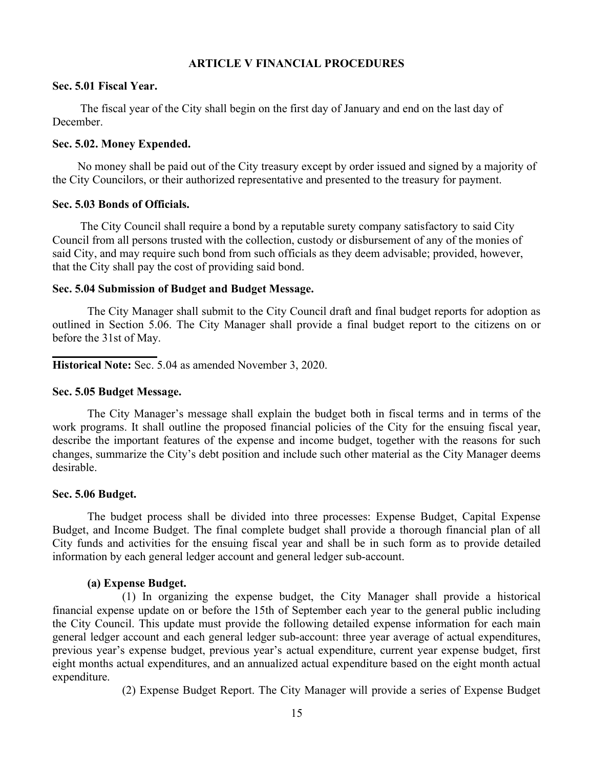## ARTICLE V FINANCIAL PROCEDURES

**Sec. 5.01 Fiscal Year.**

The fiscal year of the City shall begin on the first day of January and end on the last day of December.

**Sec. 5.02. Money Expended.**

No money shall be paid out of the City treasury except by order issued and signed by a majority of the City Councilors, or their authorized representative and presented to the treasury for payment.

**Sec. 5.03 Bonds of Officials.**

The City Council shall require a bond by a reputable surety company satisfactory to said City Council from all persons trusted with the collection, custody or disbursement of any of the monies of said City, and may require such bond from such officials as they deem advisable; provided, however, that the City shall pay the cost of providing said bond.

**Sec. 5.04 Submission of Budget and Budget Message.**

The City Manager shall submit to the City Council draft and final budget reports for adoption as outlined in Section 5.06. The City Manager shall provide a final budget report to the citizens on or before the 31st of May.

---

**Historical Note:** Sec. 5.04 as amended November 3, 2020.

**Sec. 5.05 Budget Message.**

The City Manager's message shall explain the budget both in fiscal terms and in terms of the work programs. It shall outline the proposed financial policies of the City for the ensuing fiscal year, describe the important features of the expense and income budget, together with the reasons for such changes, summarize the City's debt position and include such other material as the City Manager deems desirable.

**Sec. 5.06 Budget.**

The budget process shall be divided into three processes: Expense Budget, Capital Expense Budget, and Income Budget. The final complete budget shall provide a thorough financial plan of all City funds and activities for the ensuing fiscal year and shall be in such form as to provide detailed information by each general ledger account and general ledger sub-account.

**(a) Expense Budget.**

(1) In organizing the expense budget, the City Manager shall provide a historical financial expense update on or before the 15th of September each year to the general public including the City Council. This update must provide the following detailed expense information for each main general ledger account and each general ledger sub-account: three year average of actual expenditures, previous year's expense budget, previous year's actual expenditure, current year expense budget, first eight months actual expenditures, and an annualized actual expenditure based on the eight month actual expenditure.

(2) Expense Budget Report. The City Manager will provide a series of Expense Budget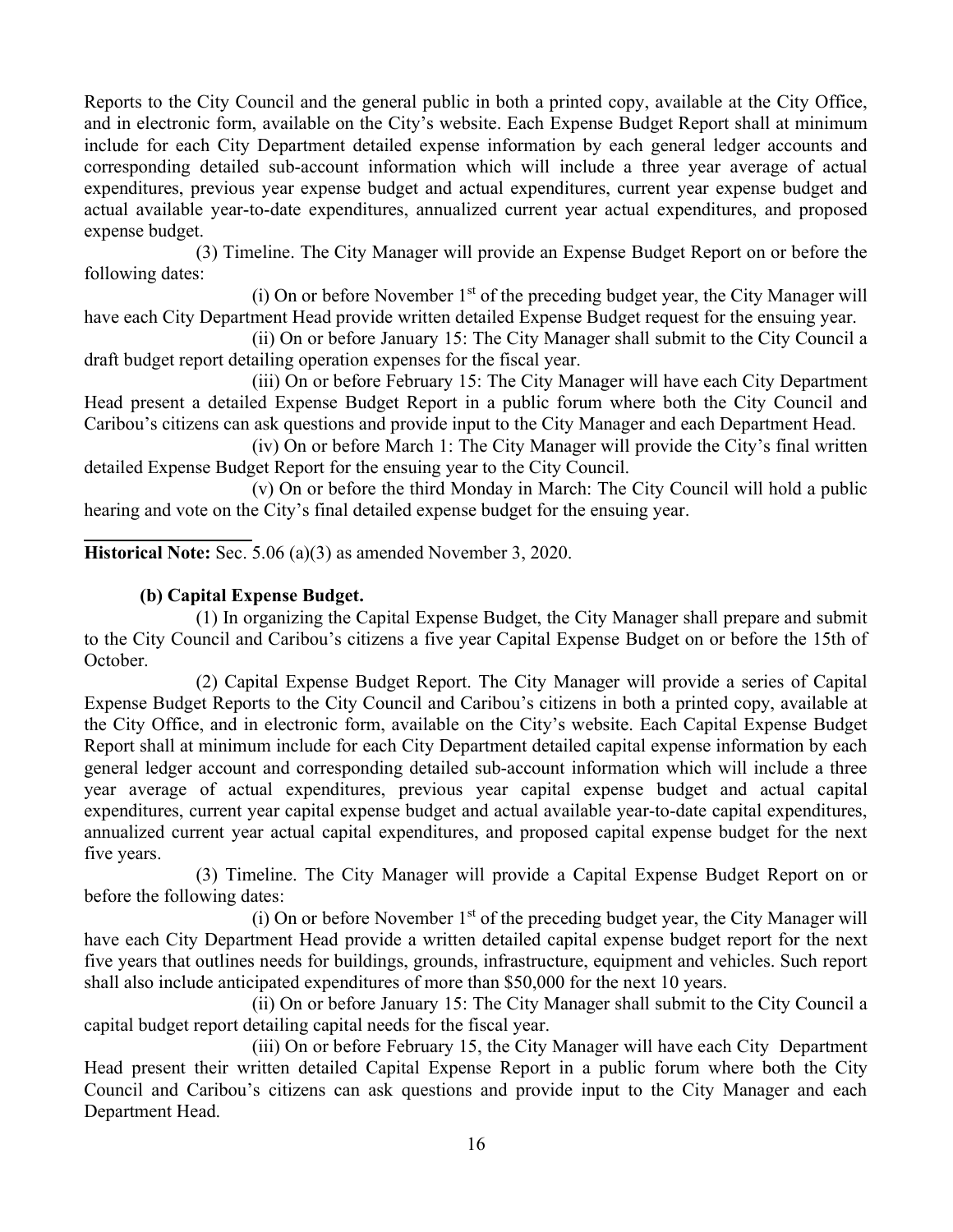Reports to the City Council and the general public in both a printed copy, available at the City Office, and in electronic form, available on the City's website. Each Expense Budget Report shall at minimum include for each City Department detailed expense information by each general ledger accounts and corresponding detailed sub-account information which will include a three year average of actual expenditures, previous year expense budget and actual expenditures, current year expense budget and actual available year-to-date expenditures, annualized current year actual expenditures, and proposed expense budget.

(3) Timeline. The City Manager will provide an Expense Budget Report on or before the following dates:

(i) On or before November 1st of the preceding budget year, the City Manager will have each City Department Head provide written detailed Expense Budget request for the ensuing year.

(ii) On or before January 15: The City Manager shall submit to the City Council a draft budget report detailing operation expenses for the fiscal year.

(iii) On or before February 15: The City Manager will have each City Department Head present a detailed Expense Budget Report in a public forum where both the City Council and Caribou's citizens can ask questions and provide input to the City Manager and each Department Head.

(iv) On or before March 1: The City Manager will provide the City's final written detailed Expense Budget Report for the ensuing year to the City Council.

(v) On or before the third Monday in March: The City Council will hold a public hearing and vote on the City's final detailed expense budget for the ensuing year.

---

**Historical Note:** Sec. 5.06 (a)(3) as amended November 3, 2020.

**(b) Capital Expense Budget.**

(1) In organizing the Capital Expense Budget, the City Manager shall prepare and submit to the City Council and Caribou's citizens a five year Capital Expense Budget on or before the 15th of October.

(2) Capital Expense Budget Report. The City Manager will provide a series of Capital Expense Budget Reports to the City Council and Caribou's citizens in both a printed copy, available at the City Office, and in electronic form, available on the City's website. Each Capital Expense Budget Report shall at minimum include for each City Department detailed capital expense information by each general ledger account and corresponding detailed sub-account information which will include a three year average of actual expenditures, previous year capital expense budget and actual capital expenditures, current year capital expense budget and actual available year-to-date capital expenditures, annualized current year actual capital expenditures, and proposed capital expense budget for the next five years.

(3) Timeline. The City Manager will provide a Capital Expense Budget Report on or before the following dates:

(i) On or before November 1st of the preceding budget year, the City Manager will have each City Department Head provide a written detailed capital expense budget report for the next five years that outlines needs for buildings, grounds, infrastructure, equipment and vehicles. Such report shall also include anticipated expenditures of more than $50,000 for the next 10 years.

(ii) On or before January 15: The City Manager shall submit to the City Council a capital budget report detailing capital needs for the fiscal year.

(iii) On or before February 15, the City Manager will have each City Department Head present their written detailed Capital Expense Report in a public forum where both the City Council and Caribou's citizens can ask questions and provide input to the City Manager and each Department Head.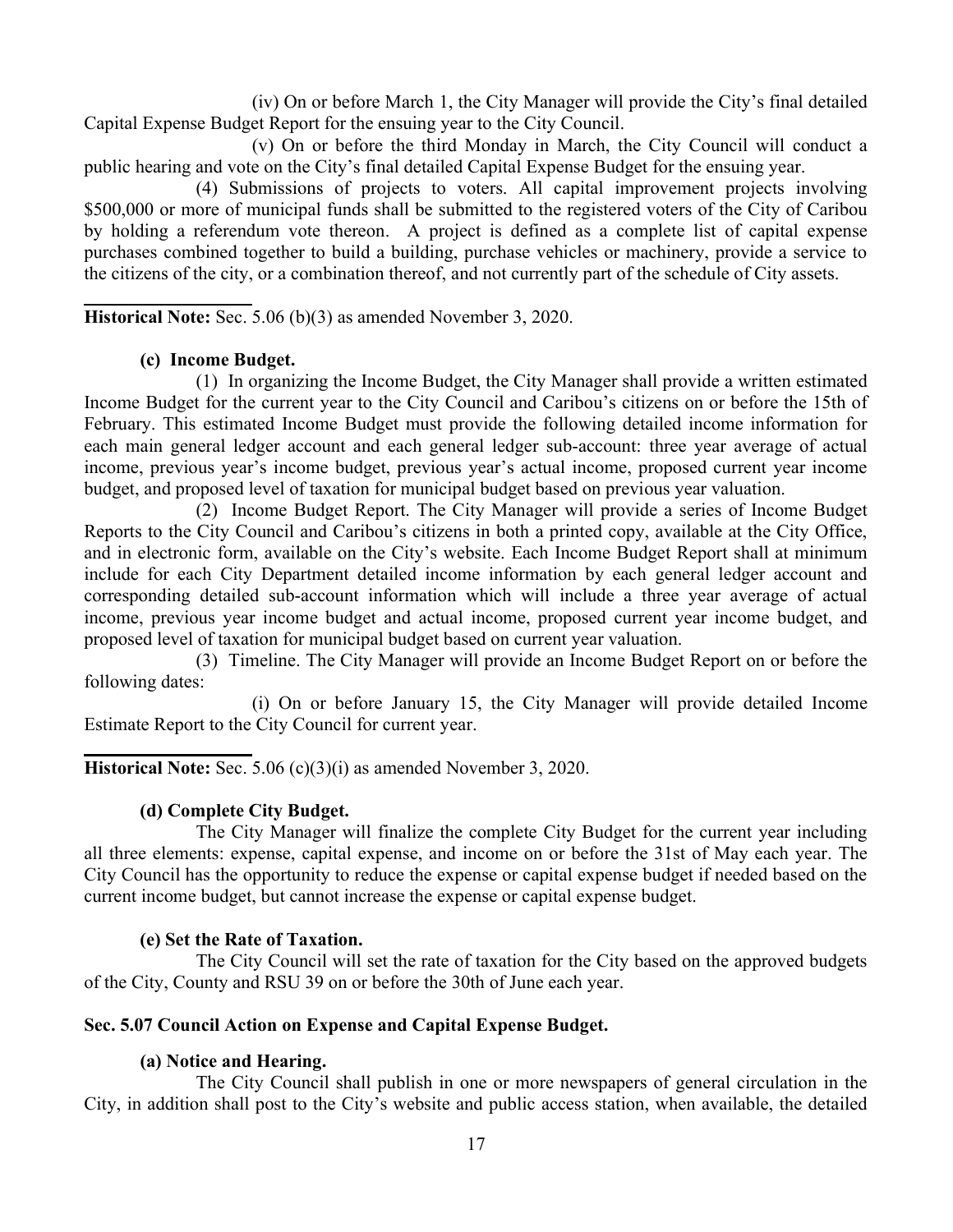(iv) On or before March 1, the City Manager will provide the City's final detailed Capital Expense Budget Report for the ensuing year to the City Council.

(v) On or before the third Monday in March, the City Council will conduct a public hearing and vote on the City's final detailed Capital Expense Budget for the ensuing year.

(4) Submissions of projects to voters. All capital improvement projects involving $500,000 or more of municipal funds shall be submitted to the registered voters of the City of Caribou by holding a referendum vote thereon. A project is defined as a complete list of capital expense purchases combined together to build a building, purchase vehicles or machinery, provide a service to the citizens of the city, or a combination thereof, and not currently part of the schedule of City assets.

---

**Historical Note:** Sec. 5.06 (b)(3) as amended November 3, 2020.

**(c) Income Budget.**

(1) In organizing the Income Budget, the City Manager shall provide a written estimated Income Budget for the current year to the City Council and Caribou's citizens on or before the 15th of February. This estimated Income Budget must provide the following detailed income information for each main general ledger account and each general ledger sub-account: three year average of actual income, previous year's income budget, previous year's actual income, proposed current year income budget, and proposed level of taxation for municipal budget based on previous year valuation.

(2) Income Budget Report. The City Manager will provide a series of Income Budget Reports to the City Council and Caribou's citizens in both a printed copy, available at the City Office, and in electronic form, available on the City's website. Each Income Budget Report shall at minimum include for each City Department detailed income information by each general ledger account and corresponding detailed sub-account information which will include a three year average of actual income, previous year income budget and actual income, proposed current year income budget, and proposed level of taxation for municipal budget based on current year valuation.

(3) Timeline. The City Manager will provide an Income Budget Report on or before the following dates:

(i) On or before January 15, the City Manager will provide detailed Income Estimate Report to the City Council for current year.

---

**Historical Note:** Sec. 5.06 (c)(3)(i) as amended November 3, 2020.

**(d) Complete City Budget.**

The City Manager will finalize the complete City Budget for the current year including all three elements: expense, capital expense, and income on or before the 31st of May each year. The City Council has the opportunity to reduce the expense or capital expense budget if needed based on the current income budget, but cannot increase the expense or capital expense budget.

**(e) Set the Rate of Taxation.**

The City Council will set the rate of taxation for the City based on the approved budgets of the City, County and RSU 39 on or before the 30th of June each year.

**Sec. 5.07 Council Action on Expense and Capital Expense Budget.**

**(a) Notice and Hearing.**

The City Council shall publish in one or more newspapers of general circulation in the City, in addition shall post to the City's website and public access station, when available, the detailed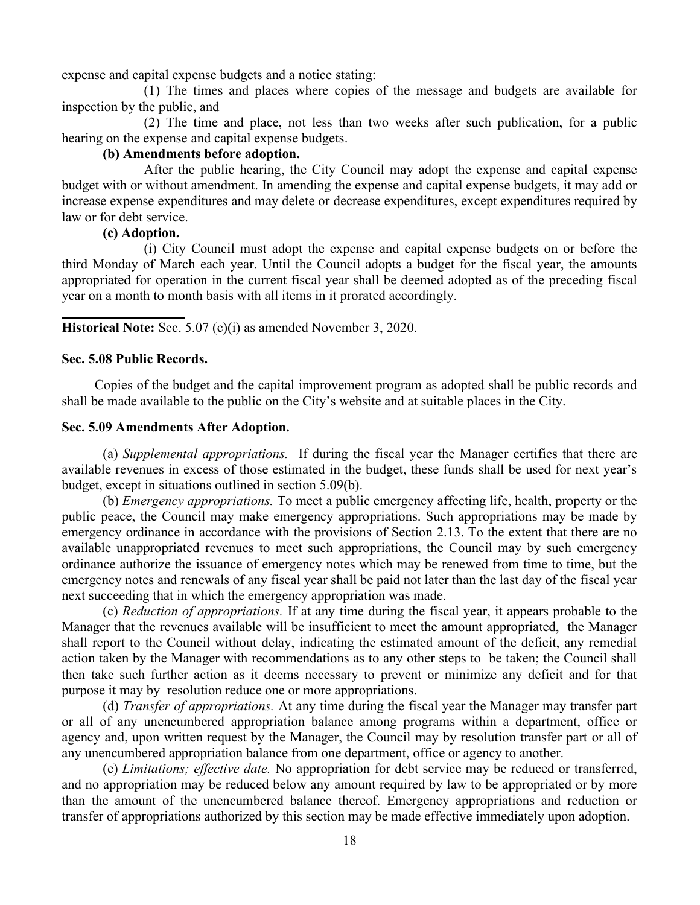expense and capital expense budgets and a notice stating:

(1) The times and places where copies of the message and budgets are available for inspection by the public, and

(2) The time and place, not less than two weeks after such publication, for a public hearing on the expense and capital expense budgets.

**(b) Amendments before adoption.**

After the public hearing, the City Council may adopt the expense and capital expense budget with or without amendment. In amending the expense and capital expense budgets, it may add or increase expense expenditures and may delete or decrease expenditures, except expenditures required by law or for debt service.

**(c) Adoption.**

(i) City Council must adopt the expense and capital expense budgets on or before the third Monday of March each year. Until the Council adopts a budget for the fiscal year, the amounts appropriated for operation in the current fiscal year shall be deemed adopted as of the preceding fiscal year on a month to month basis with all items in it prorated accordingly.

---

**Historical Note:** Sec. 5.07 (c)(i) as amended November 3, 2020.

### Sec. 5.08 Public Records.

Copies of the budget and the capital improvement program as adopted shall be public records and shall be made available to the public on the City's website and at suitable places in the City.

### Sec. 5.09 Amendments After Adoption.

(a) *Supplemental appropriations.* If during the fiscal year the Manager certifies that there are available revenues in excess of those estimated in the budget, these funds shall be used for next year's budget, except in situations outlined in section 5.09(b).

(b) *Emergency appropriations.* To meet a public emergency affecting life, health, property or the public peace, the Council may make emergency appropriations. Such appropriations may be made by emergency ordinance in accordance with the provisions of Section 2.13. To the extent that there are no available unappropriated revenues to meet such appropriations, the Council may by such emergency ordinance authorize the issuance of emergency notes which may be renewed from time to time, but the emergency notes and renewals of any fiscal year shall be paid not later than the last day of the fiscal year next succeeding that in which the emergency appropriation was made.

(c) *Reduction of appropriations.* If at any time during the fiscal year, it appears probable to the Manager that the revenues available will be insufficient to meet the amount appropriated, the Manager shall report to the Council without delay, indicating the estimated amount of the deficit, any remedial action taken by the Manager with recommendations as to any other steps to be taken; the Council shall then take such further action as it deems necessary to prevent or minimize any deficit and for that purpose it may by resolution reduce one or more appropriations.

(d) *Transfer of appropriations.* At any time during the fiscal year the Manager may transfer part or all of any unencumbered appropriation balance among programs within a department, office or agency and, upon written request by the Manager, the Council may by resolution transfer part or all of any unencumbered appropriation balance from one department, office or agency to another.

(e) *Limitations; effective date.* No appropriation for debt service may be reduced or transferred, and no appropriation may be reduced below any amount required by law to be appropriated or by more than the amount of the unencumbered balance thereof. Emergency appropriations and reduction or transfer of appropriations authorized by this section may be made effective immediately upon adoption.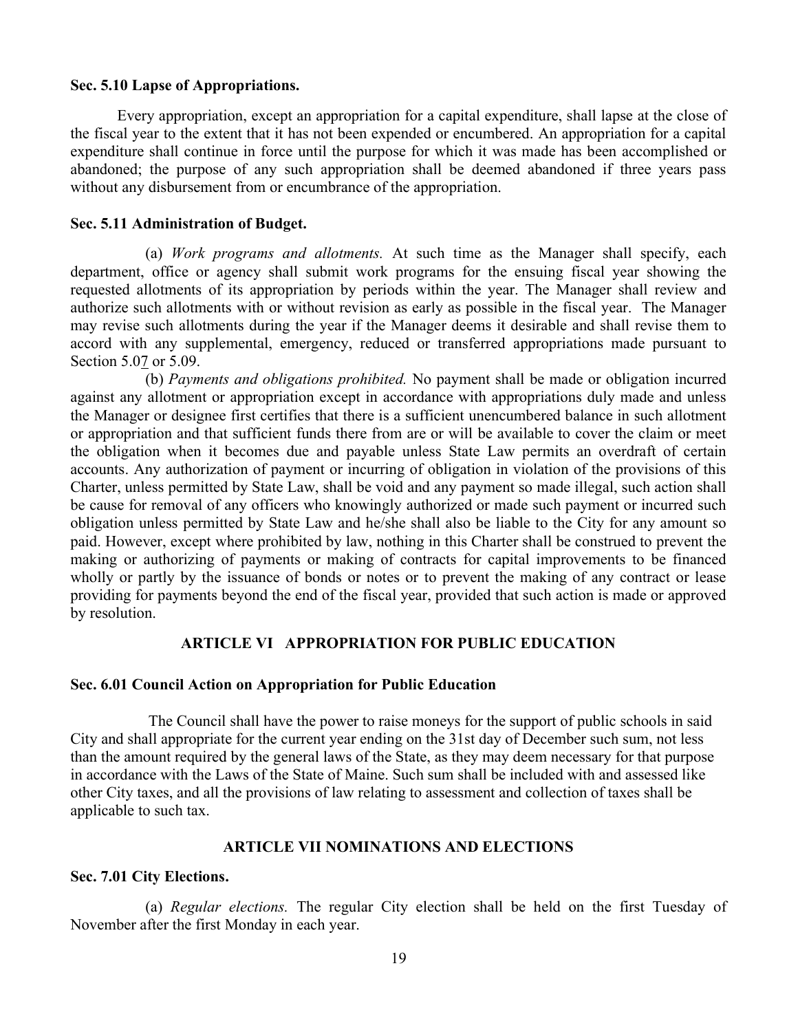### Sec. 5.10 Lapse of Appropriations.

Every appropriation, except an appropriation for a capital expenditure, shall lapse at the close of the fiscal year to the extent that it has not been expended or encumbered. An appropriation for a capital expenditure shall continue in force until the purpose for which it was made has been accomplished or abandoned; the purpose of any such appropriation shall be deemed abandoned if three years pass without any disbursement from or encumbrance of the appropriation.

### Sec. 5.11 Administration of Budget.

(a) *Work programs and allotments.* At such time as the Manager shall specify, each department, office or agency shall submit work programs for the ensuing fiscal year showing the requested allotments of its appropriation by periods within the year. The Manager shall review and authorize such allotments with or without revision as early as possible in the fiscal year. The Manager may revise such allotments during the year if the Manager deems it desirable and shall revise them to accord with any supplemental, emergency, reduced or transferred appropriations made pursuant to Section 5.07 or 5.09.

(b) *Payments and obligations prohibited.* No payment shall be made or obligation incurred against any allotment or appropriation except in accordance with appropriations duly made and unless the Manager or designee first certifies that there is a sufficient unencumbered balance in such allotment or appropriation and that sufficient funds there from are or will be available to cover the claim or meet the obligation when it becomes due and payable unless State Law permits an overdraft of certain accounts. Any authorization of payment or incurring of obligation in violation of the provisions of this Charter, unless permitted by State Law, shall be void and any payment so made illegal, such action shall be cause for removal of any officers who knowingly authorized or made such payment or incurred such obligation unless permitted by State Law and he/she shall also be liable to the City for any amount so paid. However, except where prohibited by law, nothing in this Charter shall be construed to prevent the making or authorizing of payments or making of contracts for capital improvements to be financed wholly or partly by the issuance of bonds or notes or to prevent the making of any contract or lease providing for payments beyond the end of the fiscal year, provided that such action is made or approved by resolution.

## ARTICLE VI APPROPRIATION FOR PUBLIC EDUCATION

### Sec. 6.01 Council Action on Appropriation for Public Education

The Council shall have the power to raise moneys for the support of public schools in said City and shall appropriate for the current year ending on the 31st day of December such sum, not less than the amount required by the general laws of the State, as they may deem necessary for that purpose in accordance with the Laws of the State of Maine. Such sum shall be included with and assessed like other City taxes, and all the provisions of law relating to assessment and collection of taxes shall be applicable to such tax.

## ARTICLE VII NOMINATIONS AND ELECTIONS

### Sec. 7.01 City Elections.

(a) *Regular elections.* The regular City election shall be held on the first Tuesday of November after the first Monday in each year.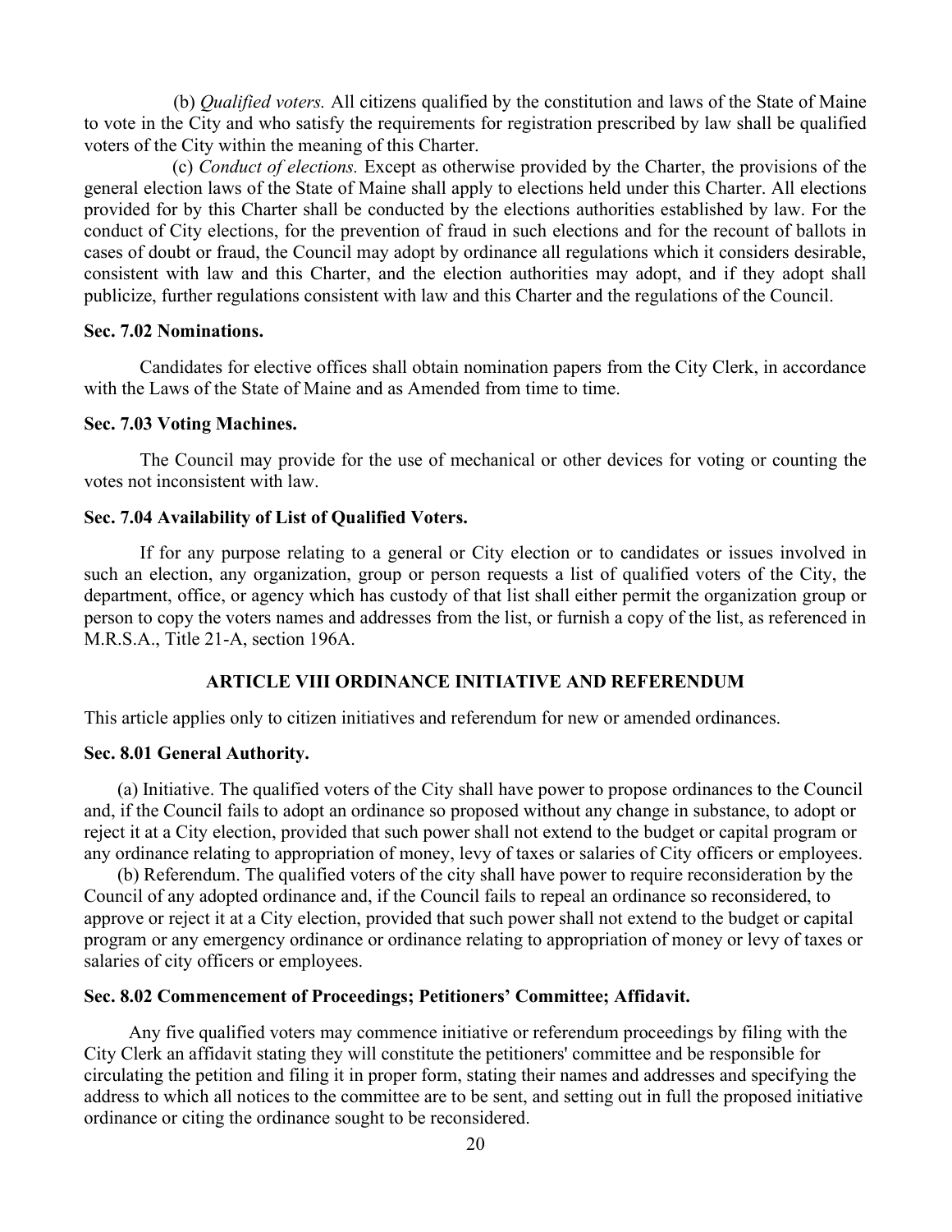(b) *Qualified voters.* All citizens qualified by the constitution and laws of the State of Maine to vote in the City and who satisfy the requirements for registration prescribed by law shall be qualified voters of the City within the meaning of this Charter.

(c) *Conduct of elections.* Except as otherwise provided by the Charter, the provisions of the general election laws of the State of Maine shall apply to elections held under this Charter. All elections provided for by this Charter shall be conducted by the elections authorities established by law. For the conduct of City elections, for the prevention of fraud in such elections and for the recount of ballots in cases of doubt or fraud, the Council may adopt by ordinance all regulations which it considers desirable, consistent with law and this Charter, and the election authorities may adopt, and if they adopt shall publicize, further regulations consistent with law and this Charter and the regulations of the Council.

**Sec. 7.02 Nominations.**

Candidates for elective offices shall obtain nomination papers from the City Clerk, in accordance with the Laws of the State of Maine and as Amended from time to time.

**Sec. 7.03 Voting Machines.**

The Council may provide for the use of mechanical or other devices for voting or counting the votes not inconsistent with law.

**Sec. 7.04 Availability of List of Qualified Voters.**

If for any purpose relating to a general or City election or to candidates or issues involved in such an election, any organization, group or person requests a list of qualified voters of the City, the department, office, or agency which has custody of that list shall either permit the organization group or person to copy the voters names and addresses from the list, or furnish a copy of the list, as referenced in M.R.S.A., Title 21-A, section 196A.

## ARTICLE VIII ORDINANCE INITIATIVE AND REFERENDUM

This article applies only to citizen initiatives and referendum for new or amended ordinances.

**Sec. 8.01 General Authority.**

(a) Initiative. The qualified voters of the City shall have power to propose ordinances to the Council and, if the Council fails to adopt an ordinance so proposed without any change in substance, to adopt or reject it at a City election, provided that such power shall not extend to the budget or capital program or any ordinance relating to appropriation of money, levy of taxes or salaries of City officers or employees.

(b) Referendum. The qualified voters of the city shall have power to require reconsideration by the Council of any adopted ordinance and, if the Council fails to repeal an ordinance so reconsidered, to approve or reject it at a City election, provided that such power shall not extend to the budget or capital program or any emergency ordinance or ordinance relating to appropriation of money or levy of taxes or salaries of city officers or employees.

**Sec. 8.02 Commencement of Proceedings; Petitioners' Committee; Affidavit.**

Any five qualified voters may commence initiative or referendum proceedings by filing with the City Clerk an affidavit stating they will constitute the petitioners' committee and be responsible for circulating the petition and filing it in proper form, stating their names and addresses and specifying the address to which all notices to the committee are to be sent, and setting out in full the proposed initiative ordinance or citing the ordinance sought to be reconsidered.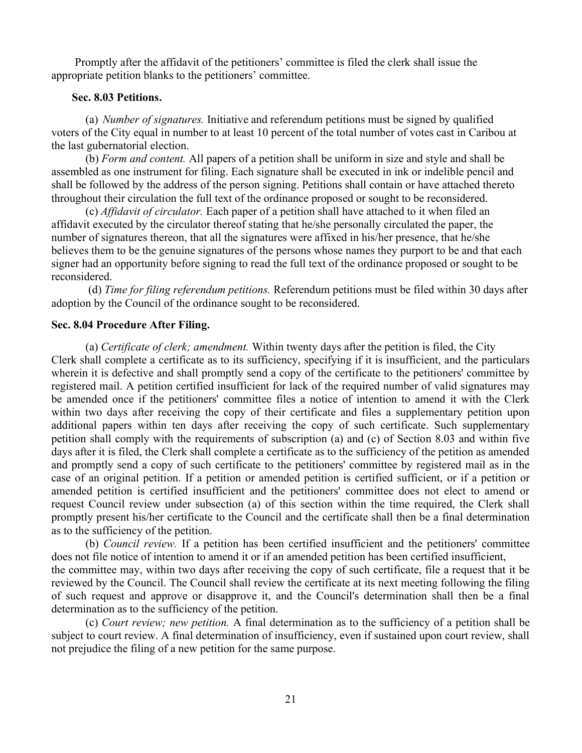Promptly after the affidavit of the petitioners' committee is filed the clerk shall issue the appropriate petition blanks to the petitioners' committee.

### Sec. 8.03 Petitions.

(a) *Number of signatures.* Initiative and referendum petitions must be signed by qualified voters of the City equal in number to at least 10 percent of the total number of votes cast in Caribou at the last gubernatorial election.

(b) *Form and content.* All papers of a petition shall be uniform in size and style and shall be assembled as one instrument for filing. Each signature shall be executed in ink or indelible pencil and shall be followed by the address of the person signing. Petitions shall contain or have attached thereto throughout their circulation the full text of the ordinance proposed or sought to be reconsidered.

(c) *Affidavit of circulator.* Each paper of a petition shall have attached to it when filed an affidavit executed by the circulator thereof stating that he/she personally circulated the paper, the number of signatures thereon, that all the signatures were affixed in his/her presence, that he/she believes them to be the genuine signatures of the persons whose names they purport to be and that each signer had an opportunity before signing to read the full text of the ordinance proposed or sought to be reconsidered.

(d) *Time for filing referendum petitions.* Referendum petitions must be filed within 30 days after adoption by the Council of the ordinance sought to be reconsidered.

### Sec. 8.04 Procedure After Filing.

(a) *Certificate of clerk; amendment.* Within twenty days after the petition is filed, the City Clerk shall complete a certificate as to its sufficiency, specifying if it is insufficient, and the particulars wherein it is defective and shall promptly send a copy of the certificate to the petitioners' committee by registered mail. A petition certified insufficient for lack of the required number of valid signatures may be amended once if the petitioners' committee files a notice of intention to amend it with the Clerk within two days after receiving the copy of their certificate and files a supplementary petition upon additional papers within ten days after receiving the copy of such certificate. Such supplementary petition shall comply with the requirements of subscription (a) and (c) of Section 8.03 and within five days after it is filed, the Clerk shall complete a certificate as to the sufficiency of the petition as amended and promptly send a copy of such certificate to the petitioners' committee by registered mail as in the case of an original petition. If a petition or amended petition is certified sufficient, or if a petition or amended petition is certified insufficient and the petitioners' committee does not elect to amend or request Council review under subsection (a) of this section within the time required, the Clerk shall promptly present his/her certificate to the Council and the certificate shall then be a final determination as to the sufficiency of the petition.

(b) *Council review.* If a petition has been certified insufficient and the petitioners' committee does not file notice of intention to amend it or if an amended petition has been certified insufficient, the committee may, within two days after receiving the copy of such certificate, file a request that it be reviewed by the Council. The Council shall review the certificate at its next meeting following the filing of such request and approve or disapprove it, and the Council's determination shall then be a final determination as to the sufficiency of the petition.

(c) *Court review; new petition.* A final determination as to the sufficiency of a petition shall be subject to court review. A final determination of insufficiency, even if sustained upon court review, shall not prejudice the filing of a new petition for the same purpose.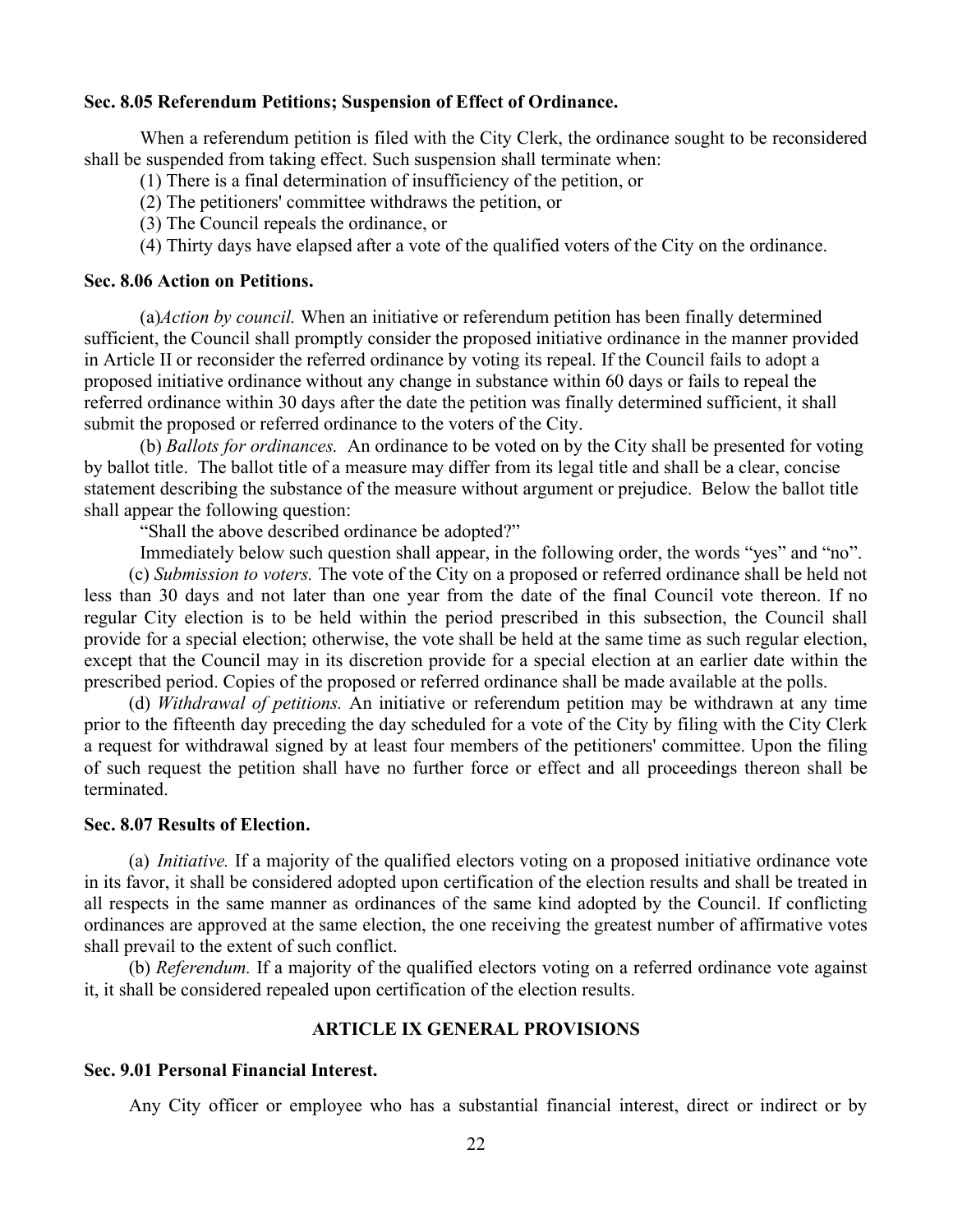### Sec. 8.05 Referendum Petitions; Suspension of Effect of Ordinance.

When a referendum petition is filed with the City Clerk, the ordinance sought to be reconsidered shall be suspended from taking effect. Such suspension shall terminate when:

(1) There is a final determination of insufficiency of the petition, or

(2) The petitioners' committee withdraws the petition, or

(3) The Council repeals the ordinance, or

(4) Thirty days have elapsed after a vote of the qualified voters of the City on the ordinance.

### Sec. 8.06 Action on Petitions.

(a)*Action by council.* When an initiative or referendum petition has been finally determined sufficient, the Council shall promptly consider the proposed initiative ordinance in the manner provided in Article II or reconsider the referred ordinance by voting its repeal. If the Council fails to adopt a proposed initiative ordinance without any change in substance within 60 days or fails to repeal the referred ordinance within 30 days after the date the petition was finally determined sufficient, it shall submit the proposed or referred ordinance to the voters of the City.

(b) *Ballots for ordinances.* An ordinance to be voted on by the City shall be presented for voting by ballot title. The ballot title of a measure may differ from its legal title and shall be a clear, concise statement describing the substance of the measure without argument or prejudice. Below the ballot title shall appear the following question:

"Shall the above described ordinance be adopted?"

Immediately below such question shall appear, in the following order, the words "yes" and "no".

(c) *Submission to voters.* The vote of the City on a proposed or referred ordinance shall be held not less than 30 days and not later than one year from the date of the final Council vote thereon. If no regular City election is to be held within the period prescribed in this subsection, the Council shall provide for a special election; otherwise, the vote shall be held at the same time as such regular election, except that the Council may in its discretion provide for a special election at an earlier date within the prescribed period. Copies of the proposed or referred ordinance shall be made available at the polls.

(d) *Withdrawal of petitions.* An initiative or referendum petition may be withdrawn at any time prior to the fifteenth day preceding the day scheduled for a vote of the City by filing with the City Clerk a request for withdrawal signed by at least four members of the petitioners' committee. Upon the filing of such request the petition shall have no further force or effect and all proceedings thereon shall be terminated.

### Sec. 8.07 Results of Election.

(a) *Initiative.* If a majority of the qualified electors voting on a proposed initiative ordinance vote in its favor, it shall be considered adopted upon certification of the election results and shall be treated in all respects in the same manner as ordinances of the same kind adopted by the Council. If conflicting ordinances are approved at the same election, the one receiving the greatest number of affirmative votes shall prevail to the extent of such conflict.

(b) *Referendum.* If a majority of the qualified electors voting on a referred ordinance vote against it, it shall be considered repealed upon certification of the election results.

## ARTICLE IX GENERAL PROVISIONS

### Sec. 9.01 Personal Financial Interest.

Any City officer or employee who has a substantial financial interest, direct or indirect or by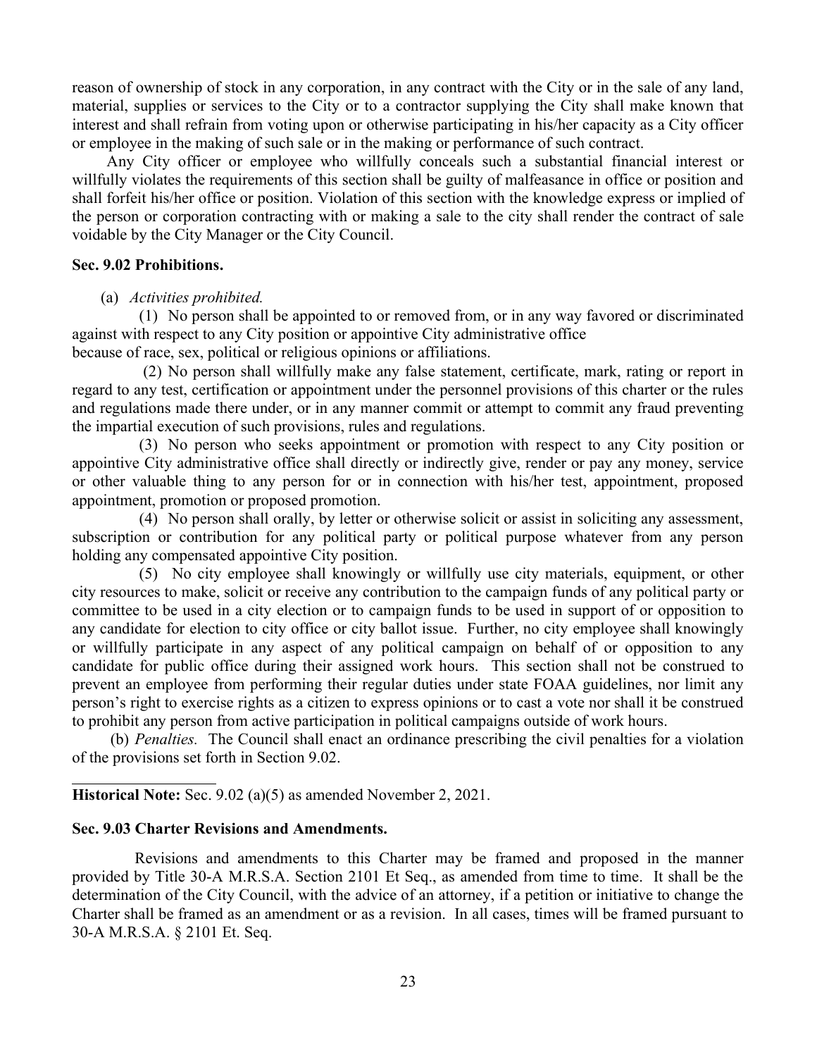reason of ownership of stock in any corporation, in any contract with the City or in the sale of any land, material, supplies or services to the City or to a contractor supplying the City shall make known that interest and shall refrain from voting upon or otherwise participating in his/her capacity as a City officer or employee in the making of such sale or in the making or performance of such contract.

Any City officer or employee who willfully conceals such a substantial financial interest or willfully violates the requirements of this section shall be guilty of malfeasance in office or position and shall forfeit his/her office or position. Violation of this section with the knowledge express or implied of the person or corporation contracting with or making a sale to the city shall render the contract of sale voidable by the City Manager or the City Council.

**Sec. 9.02 Prohibitions.**

(a) *Activities prohibited.*

(1) No person shall be appointed to or removed from, or in any way favored or discriminated against with respect to any City position or appointive City administrative office because of race, sex, political or religious opinions or affiliations.

(2) No person shall willfully make any false statement, certificate, mark, rating or report in regard to any test, certification or appointment under the personnel provisions of this charter or the rules and regulations made there under, or in any manner commit or attempt to commit any fraud preventing the impartial execution of such provisions, rules and regulations.

(3) No person who seeks appointment or promotion with respect to any City position or appointive City administrative office shall directly or indirectly give, render or pay any money, service or other valuable thing to any person for or in connection with his/her test, appointment, proposed appointment, promotion or proposed promotion.

(4) No person shall orally, by letter or otherwise solicit or assist in soliciting any assessment, subscription or contribution for any political party or political purpose whatever from any person holding any compensated appointive City position.

(5) No city employee shall knowingly or willfully use city materials, equipment, or other city resources to make, solicit or receive any contribution to the campaign funds of any political party or committee to be used in a city election or to campaign funds to be used in support of or opposition to any candidate for election to city office or city ballot issue. Further, no city employee shall knowingly or willfully participate in any aspect of any political campaign on behalf of or opposition to any candidate for public office during their assigned work hours. This section shall not be construed to prevent an employee from performing their regular duties under state FOAA guidelines, nor limit any person's right to exercise rights as a citizen to express opinions or to cast a vote nor shall it be construed to prohibit any person from active participation in political campaigns outside of work hours.

(b) *Penalties.* The Council shall enact an ordinance prescribing the civil penalties for a violation of the provisions set forth in Section 9.02.

---

**Historical Note:** Sec. 9.02 (a)(5) as amended November 2, 2021.

**Sec. 9.03 Charter Revisions and Amendments.**

Revisions and amendments to this Charter may be framed and proposed in the manner provided by Title 30-A M.R.S.A. Section 2101 Et Seq., as amended from time to time. It shall be the determination of the City Council, with the advice of an attorney, if a petition or initiative to change the Charter shall be framed as an amendment or as a revision. In all cases, times will be framed pursuant to 30-A M.R.S.A. § 2101 Et. Seq.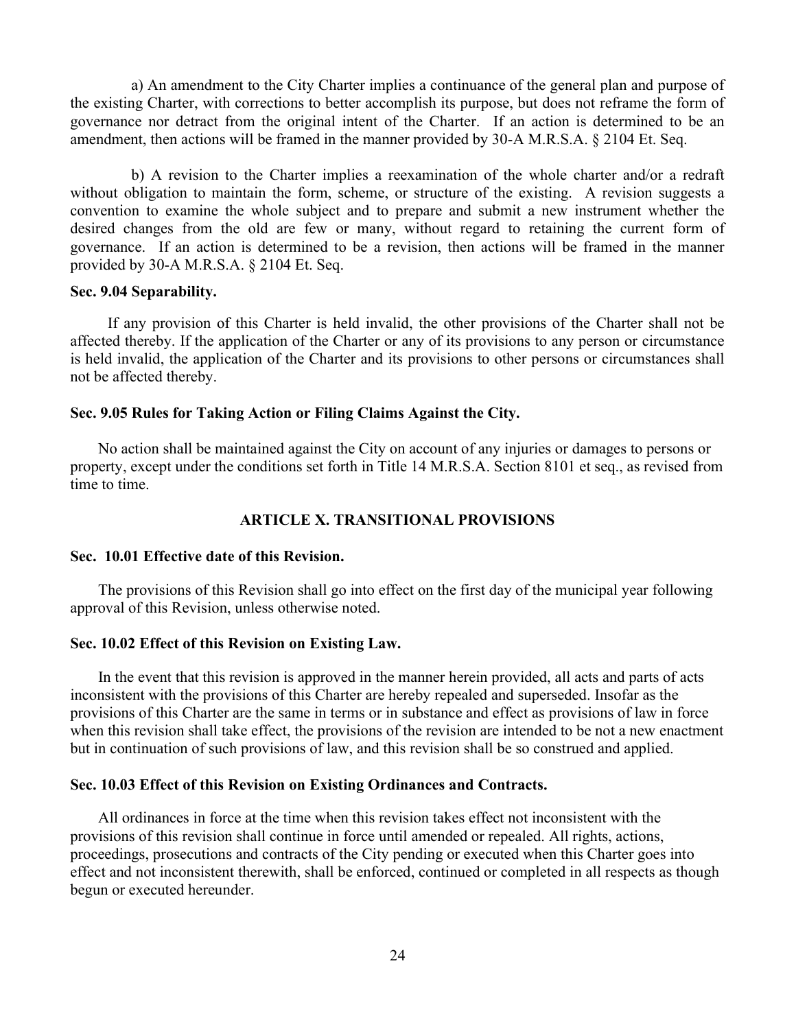a) An amendment to the City Charter implies a continuance of the general plan and purpose of the existing Charter, with corrections to better accomplish its purpose, but does not reframe the form of governance nor detract from the original intent of the Charter. If an action is determined to be an amendment, then actions will be framed in the manner provided by 30-A M.R.S.A. § 2104 Et. Seq.

b) A revision to the Charter implies a reexamination of the whole charter and/or a redraft without obligation to maintain the form, scheme, or structure of the existing. A revision suggests a convention to examine the whole subject and to prepare and submit a new instrument whether the desired changes from the old are few or many, without regard to retaining the current form of governance. If an action is determined to be a revision, then actions will be framed in the manner provided by 30-A M.R.S.A. § 2104 Et. Seq.

**Sec. 9.04 Separability.**

If any provision of this Charter is held invalid, the other provisions of the Charter shall not be affected thereby. If the application of the Charter or any of its provisions to any person or circumstance is held invalid, the application of the Charter and its provisions to other persons or circumstances shall not be affected thereby.

**Sec. 9.05 Rules for Taking Action or Filing Claims Against the City.**

No action shall be maintained against the City on account of any injuries or damages to persons or property, except under the conditions set forth in Title 14 M.R.S.A. Section 8101 et seq., as revised from time to time.

## ARTICLE X. TRANSITIONAL PROVISIONS

**Sec. 10.01 Effective date of this Revision.**

The provisions of this Revision shall go into effect on the first day of the municipal year following approval of this Revision, unless otherwise noted.

**Sec. 10.02 Effect of this Revision on Existing Law.**

In the event that this revision is approved in the manner herein provided, all acts and parts of acts inconsistent with the provisions of this Charter are hereby repealed and superseded. Insofar as the provisions of this Charter are the same in terms or in substance and effect as provisions of law in force when this revision shall take effect, the provisions of the revision are intended to be not a new enactment but in continuation of such provisions of law, and this revision shall be so construed and applied.

**Sec. 10.03 Effect of this Revision on Existing Ordinances and Contracts.**

All ordinances in force at the time when this revision takes effect not inconsistent with the provisions of this revision shall continue in force until amended or repealed. All rights, actions, proceedings, prosecutions and contracts of the City pending or executed when this Charter goes into effect and not inconsistent therewith, shall be enforced, continued or completed in all respects as though begun or executed hereunder.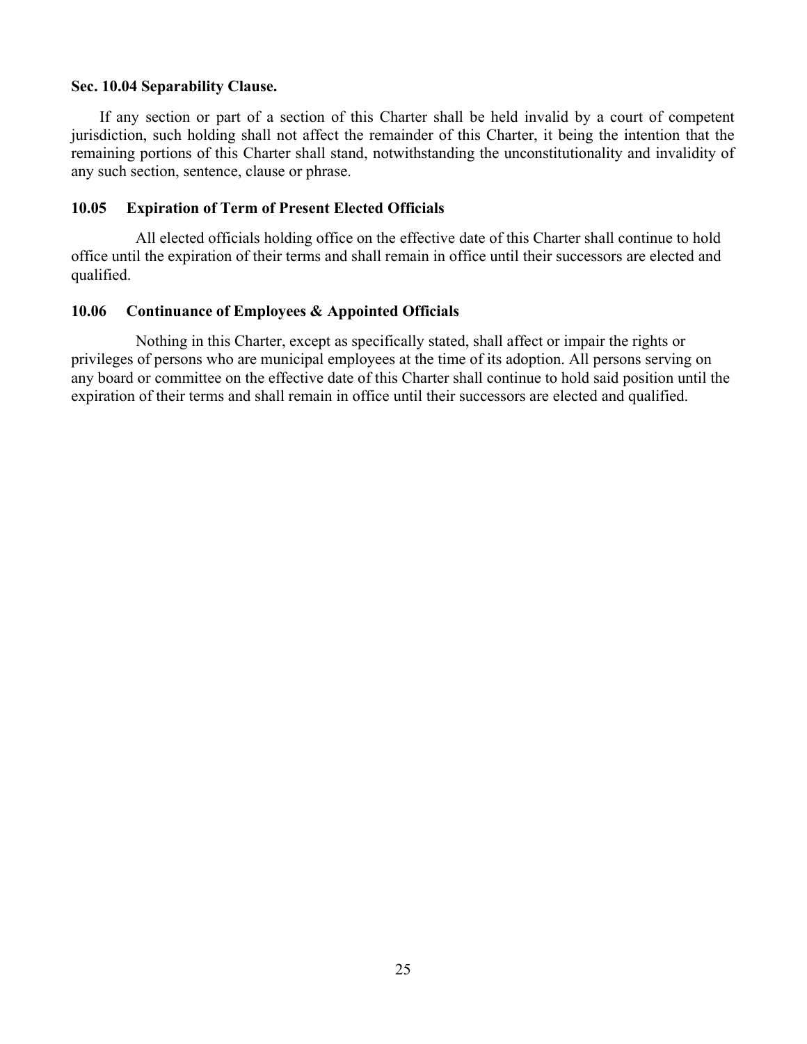#### Sec. 10.04 Separability Clause.

If any section or part of a section of this Charter shall be held invalid by a court of competent jurisdiction, such holding shall not affect the remainder of this Charter, it being the intention that the remaining portions of this Charter shall stand, notwithstanding the unconstitutionality and invalidity of any such section, sentence, clause or phrase.

#### 10.05 Expiration of Term of Present Elected Officials

All elected officials holding office on the effective date of this Charter shall continue to hold office until the expiration of their terms and shall remain in office until their successors are elected and qualified.

#### 10.06 Continuance of Employees & Appointed Officials

Nothing in this Charter, except as specifically stated, shall affect or impair the rights or privileges of persons who are municipal employees at the time of its adoption. All persons serving on any board or committee on the effective date of this Charter shall continue to hold said position until the expiration of their terms and shall remain in office until their successors are elected and qualified.